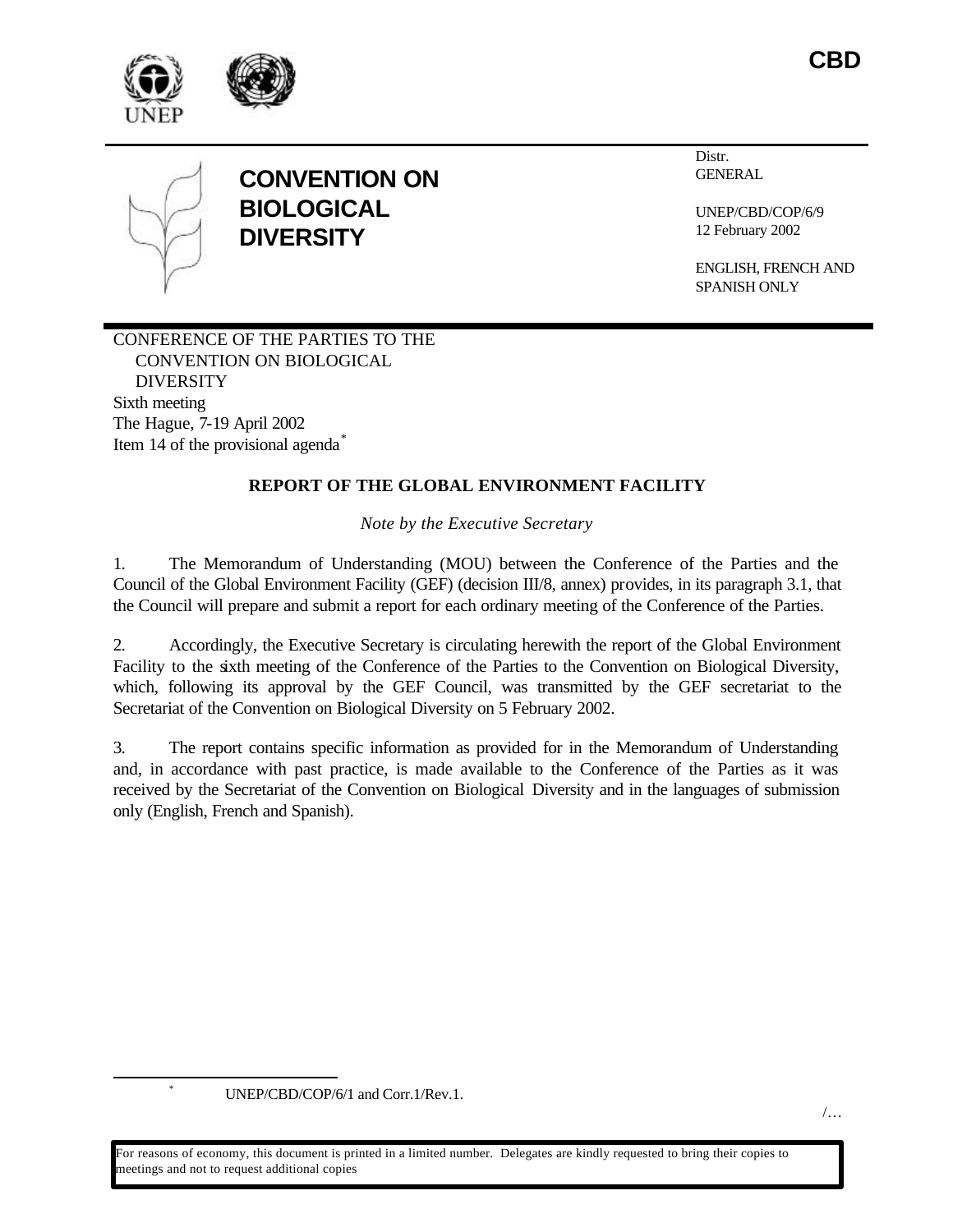CBD

# CONVENTION ON BIOLOGICAL DIVERSITY

Distr.
GENERAL

UNEP/CBD/COP/6/9
12 February 2002

ENGLISH, FRENCH AND SPANISH ONLY

CONFERENCE OF THE PARTIES TO THE CONVENTION ON BIOLOGICAL DIVERSITY
Sixth meeting
The Hague, 7-19 April 2002
Item 14 of the provisional agenda[*]

## REPORT OF THE GLOBAL ENVIRONMENT FACILITY

*Note by the Executive Secretary*

1. The Memorandum of Understanding (MOU) between the Conference of the Parties and the Council of the Global Environment Facility (GEF) (decision III/8, annex) provides, in its paragraph 3.1, that the Council will prepare and submit a report for each ordinary meeting of the Conference of the Parties.

2. Accordingly, the Executive Secretary is circulating herewith the report of the Global Environment Facility to the sixth meeting of the Conference of the Parties to the Convention on Biological Diversity, which, following its approval by the GEF Council, was transmitted by the GEF secretariat to the Secretariat of the Convention on Biological Diversity on 5 February 2002.

3. The report contains specific information as provided for in the Memorandum of Understanding and, in accordance with past practice, is made available to the Conference of the Parties as it was received by the Secretariat of the Convention on Biological Diversity and in the languages of submission only (English, French and Spanish).

[*] UNEP/CBD/COP/6/1 and Corr.1/Rev.1.

For reasons of economy, this document is printed in a limited number. Delegates are kindly requested to bring their copies to meetings and not to request additional copies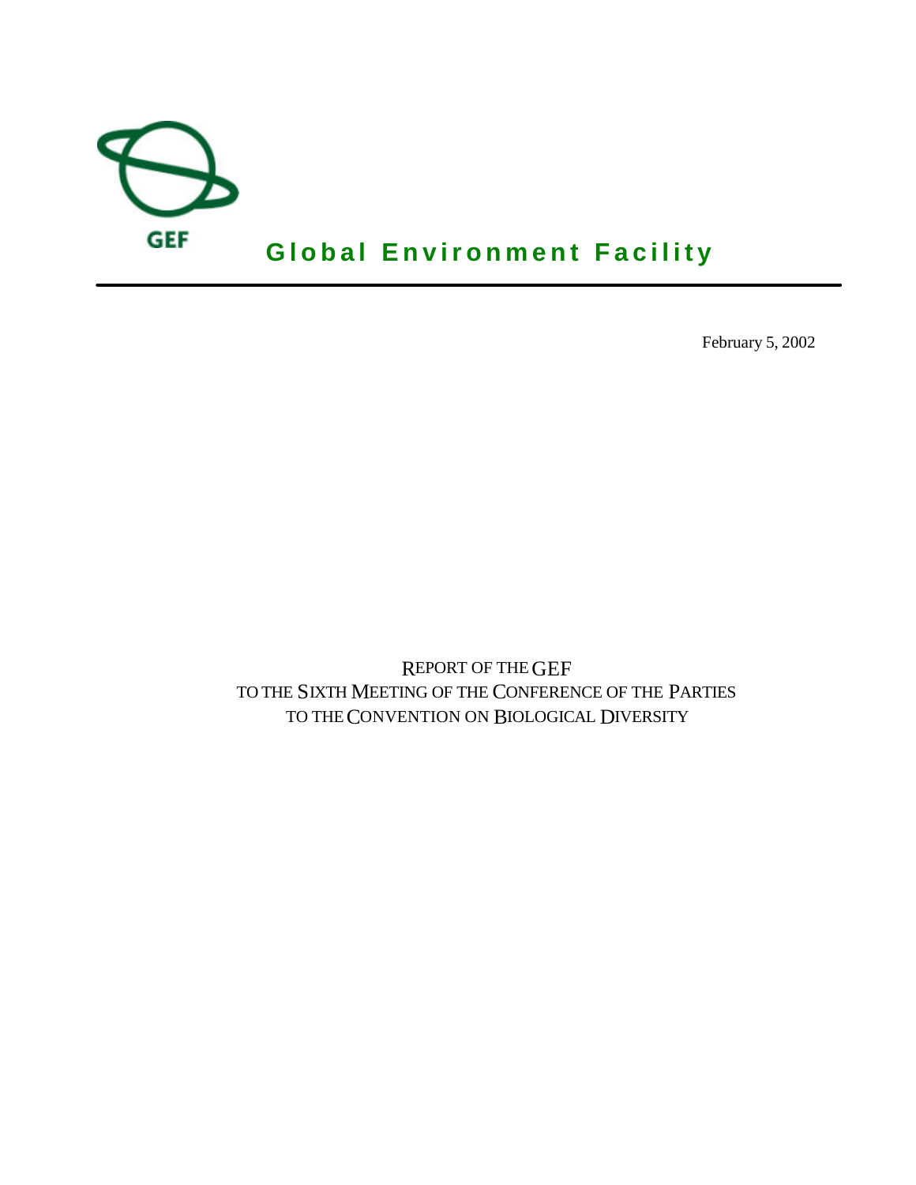GEF

**Global Environment Facility**

---

February 5, 2002

REPORT OF THE GEF
TO THE SIXTH MEETING OF THE CONFERENCE OF THE PARTIES
TO THE CONVENTION ON BIOLOGICAL DIVERSITY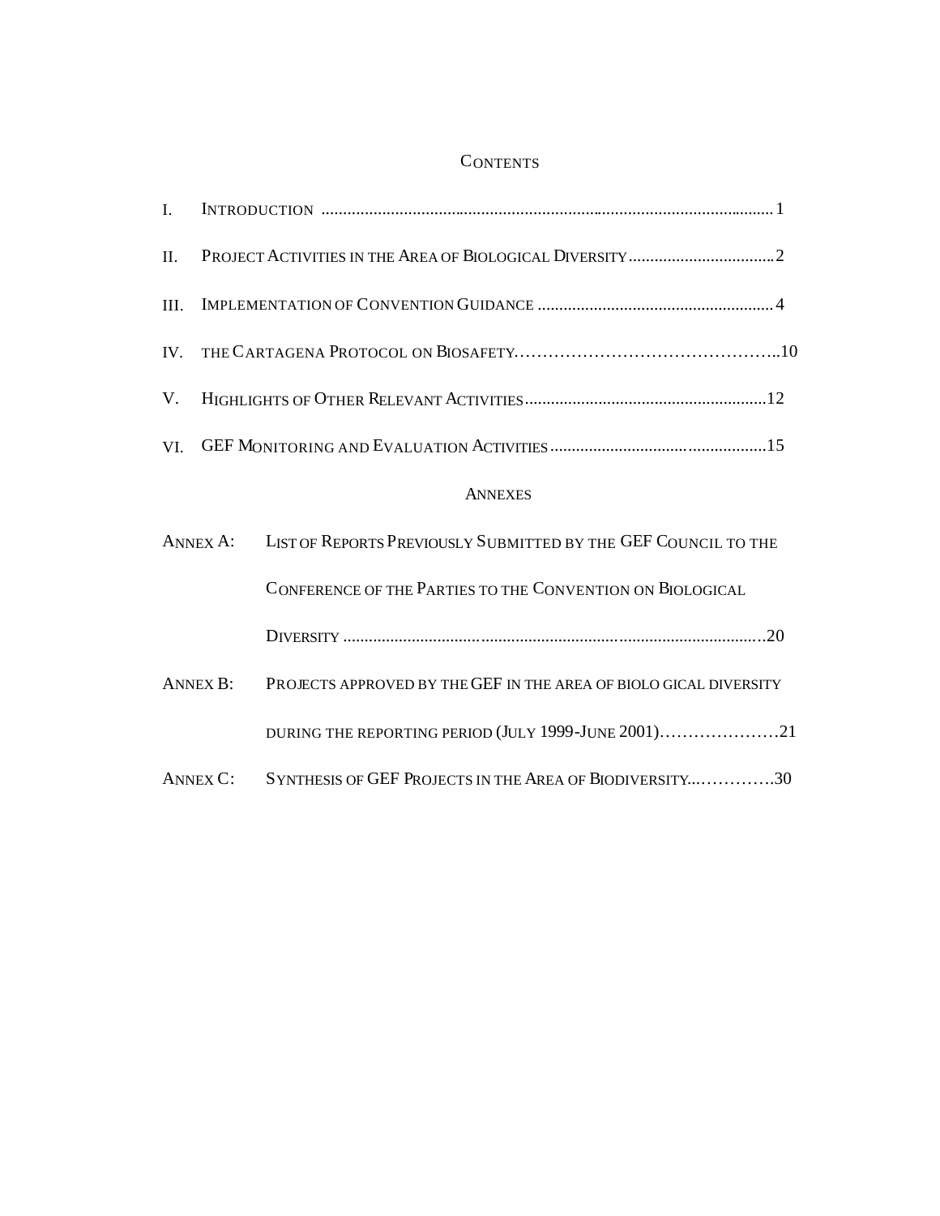# CONTENTS

I. INTRODUCTION ........................................................................................................ 1

II. PROJECT ACTIVITIES IN THE AREA OF BIOLOGICAL DIVERSITY .................................. 2

III. IMPLEMENTATION OF CONVENTION GUIDANCE ...................................................... 4

IV. THE CARTAGENA PROTOCOL ON BIOSAFETY……………………………………..10

V. HIGHLIGHTS OF OTHER RELEVANT ACTIVITIES ........................................................ 12

VI. GEF MONITORING AND EVALUATION ACTIVITIES ................................................. 15

## ANNEXES

ANNEX A: LIST OF REPORTS PREVIOUSLY SUBMITTED BY THE GEF COUNCIL TO THE CONFERENCE OF THE PARTIES TO THE CONVENTION ON BIOLOGICAL DIVERSITY .................................................................................................20

ANNEX B: PROJECTS APPROVED BY THE GEF IN THE AREA OF BIOLO GICAL DIVERSITY DURING THE REPORTING PERIOD (JULY 1999-JUNE 2001)…………………21

ANNEX C: SYNTHESIS OF GEF PROJECTS IN THE AREA OF BIODIVERSITY...………….30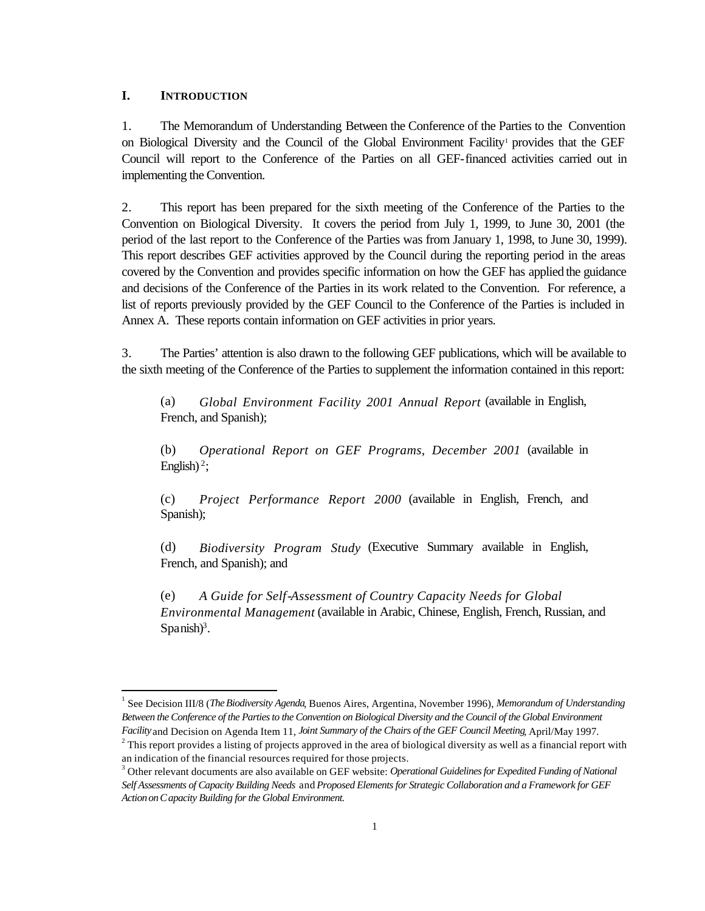## I. INTRODUCTION

1. The Memorandum of Understanding Between the Conference of the Parties to the Convention on Biological Diversity and the Council of the Global Environment Facility[1] provides that the GEF Council will report to the Conference of the Parties on all GEF-financed activities carried out in implementing the Convention.

2. This report has been prepared for the sixth meeting of the Conference of the Parties to the Convention on Biological Diversity. It covers the period from July 1, 1999, to June 30, 2001 (the period of the last report to the Conference of the Parties was from January 1, 1998, to June 30, 1999). This report describes GEF activities approved by the Council during the reporting period in the areas covered by the Convention and provides specific information on how the GEF has applied the guidance and decisions of the Conference of the Parties in its work related to the Convention. For reference, a list of reports previously provided by the GEF Council to the Conference of the Parties is included in Annex A. These reports contain information on GEF activities in prior years.

3. The Parties' attention is also drawn to the following GEF publications, which will be available to the sixth meeting of the Conference of the Parties to supplement the information contained in this report:

(a) *Global Environment Facility 2001 Annual Report* (available in English, French, and Spanish);

(b) *Operational Report on GEF Programs, December 2001* (available in English)[2];

(c) *Project Performance Report 2000* (available in English, French, and Spanish);

(d) *Biodiversity Program Study* (Executive Summary available in English, French, and Spanish); and

(e) *A Guide for Self-Assessment of Country Capacity Needs for Global Environmental Management* (available in Arabic, Chinese, English, French, Russian, and Spanish)[3].

---

[1] See Decision III/8 (*The Biodiversity Agenda*, Buenos Aires, Argentina, November 1996), *Memorandum of Understanding Between the Conference of the Parties to the Convention on Biological Diversity and the Council of the Global Environment Facility* and Decision on Agenda Item 11, *Joint Summary of the Chairs of the GEF Council Meeting*, April/May 1997.

[2] This report provides a listing of projects approved in the area of biological diversity as well as a financial report with an indication of the financial resources required for those projects.

[3] Other relevant documents are also available on GEF website: *Operational Guidelines for Expedited Funding of National Self Assessments of Capacity Building Needs* and *Proposed Elements for Strategic Collaboration and a Framework for GEF Action on Capacity Building for the Global Environment.*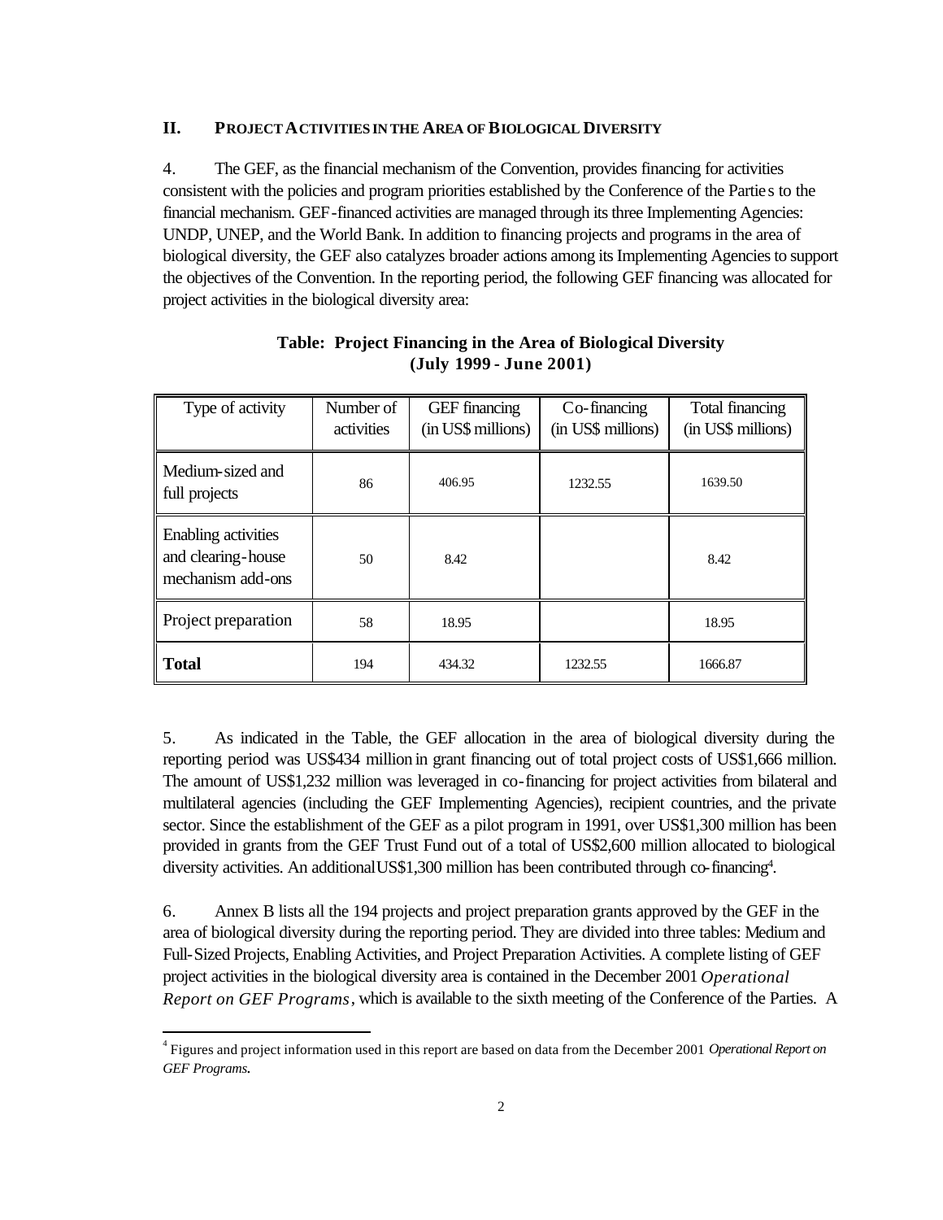## II. PROJECT ACTIVITIES IN THE AREA OF BIOLOGICAL DIVERSITY

4. The GEF, as the financial mechanism of the Convention, provides financing for activities consistent with the policies and program priorities established by the Conference of the Parties to the financial mechanism. GEF-financed activities are managed through its three Implementing Agencies: UNDP, UNEP, and the World Bank. In addition to financing projects and programs in the area of biological diversity, the GEF also catalyzes broader actions among its Implementing Agencies to support the objectives of the Convention. In the reporting period, the following GEF financing was allocated for project activities in the biological diversity area:

**Table: Project Financing in the Area of Biological Diversity (July 1999 - June 2001)**

| Type of activity | Number of activities | GEF financing (in US$ millions) | Co-financing (in US$ millions) | Total financing (in US$ millions) |
|---|---|---|---|---|
| Medium-sized and full projects | 86 | 406.95 | 1232.55 | 1639.50 |
| Enabling activities and clearing-house mechanism add-ons | 50 | 8.42 | | 8.42 |
| Project preparation | 58 | 18.95 | | 18.95 |
| **Total** | 194 | 434.32 | 1232.55 | 1666.87 |

5. As indicated in the Table, the GEF allocation in the area of biological diversity during the reporting period was US$434 million in grant financing out of total project costs of US$1,666 million. The amount of US$1,232 million was leveraged in co-financing for project activities from bilateral and multilateral agencies (including the GEF Implementing Agencies), recipient countries, and the private sector. Since the establishment of the GEF as a pilot program in 1991, over US$1,300 million has been provided in grants from the GEF Trust Fund out of a total of US$2,600 million allocated to biological diversity activities. An additional US$1,300 million has been contributed through co-financing[4].

6. Annex B lists all the 194 projects and project preparation grants approved by the GEF in the area of biological diversity during the reporting period. They are divided into three tables: Medium and Full-Sized Projects, Enabling Activities, and Project Preparation Activities. A complete listing of GEF project activities in the biological diversity area is contained in the December 2001 *Operational Report on GEF Programs*, which is available to the sixth meeting of the Conference of the Parties. A

[4] Figures and project information used in this report are based on data from the December 2001 *Operational Report on GEF Programs*.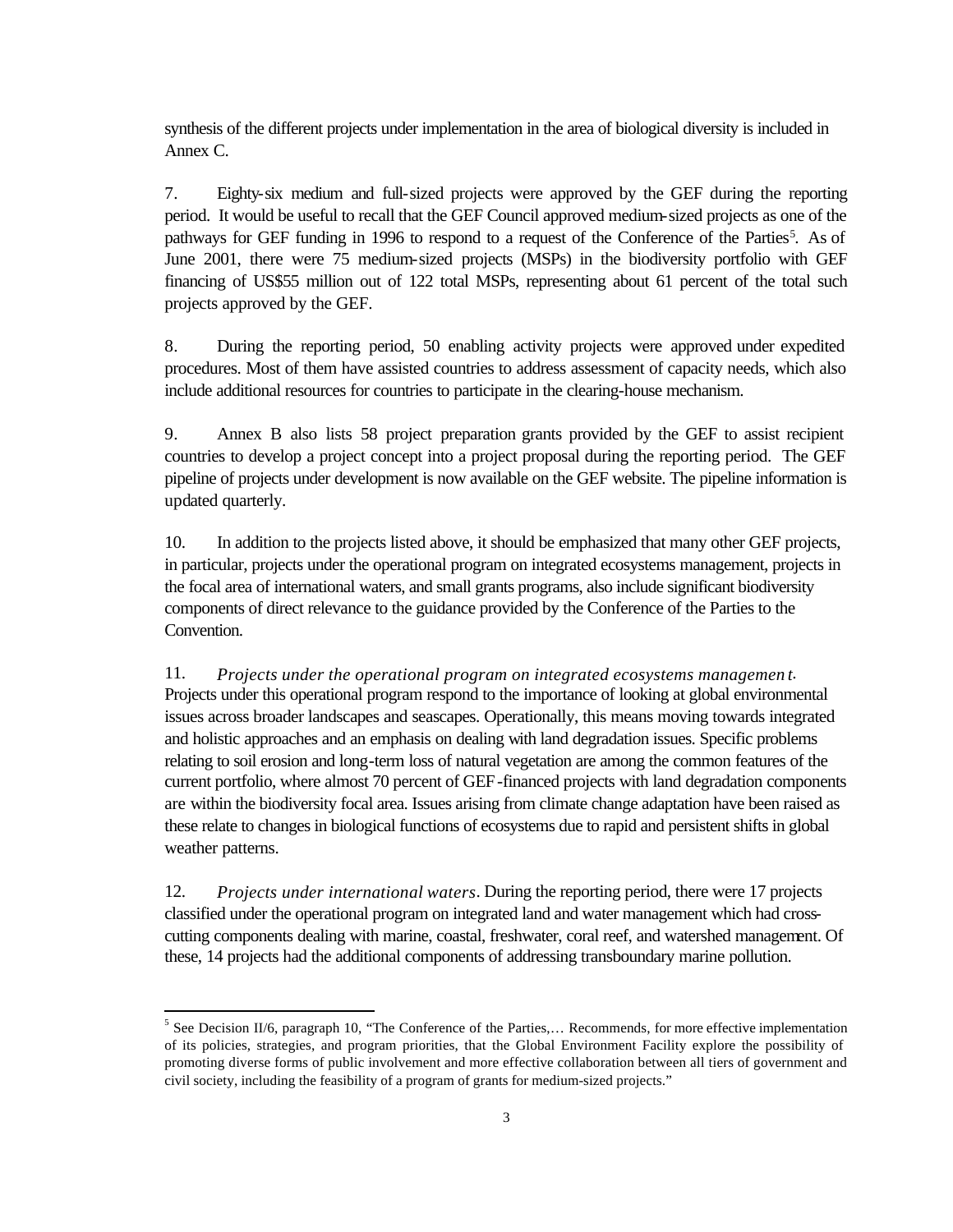synthesis of the different projects under implementation in the area of biological diversity is included in Annex C.

7. Eighty-six medium and full-sized projects were approved by the GEF during the reporting period. It would be useful to recall that the GEF Council approved medium-sized projects as one of the pathways for GEF funding in 1996 to respond to a request of the Conference of the Parties[5]. As of June 2001, there were 75 medium-sized projects (MSPs) in the biodiversity portfolio with GEF financing of US$55 million out of 122 total MSPs, representing about 61 percent of the total such projects approved by the GEF.

8. During the reporting period, 50 enabling activity projects were approved under expedited procedures. Most of them have assisted countries to address assessment of capacity needs, which also include additional resources for countries to participate in the clearing-house mechanism.

9. Annex B also lists 58 project preparation grants provided by the GEF to assist recipient countries to develop a project concept into a project proposal during the reporting period. The GEF pipeline of projects under development is now available on the GEF website. The pipeline information is updated quarterly.

10. In addition to the projects listed above, it should be emphasized that many other GEF projects, in particular, projects under the operational program on integrated ecosystems management, projects in the focal area of international waters, and small grants programs, also include significant biodiversity components of direct relevance to the guidance provided by the Conference of the Parties to the Convention.

11. *Projects under the operational program on integrated ecosystems management*. Projects under this operational program respond to the importance of looking at global environmental issues across broader landscapes and seascapes. Operationally, this means moving towards integrated and holistic approaches and an emphasis on dealing with land degradation issues. Specific problems relating to soil erosion and long-term loss of natural vegetation are among the common features of the current portfolio, where almost 70 percent of GEF-financed projects with land degradation components are within the biodiversity focal area. Issues arising from climate change adaptation have been raised as these relate to changes in biological functions of ecosystems due to rapid and persistent shifts in global weather patterns.

12. *Projects under international waters*. During the reporting period, there were 17 projects classified under the operational program on integrated land and water management which had cross-cutting components dealing with marine, coastal, freshwater, coral reef, and watershed management. Of these, 14 projects had the additional components of addressing transboundary marine pollution.

---

[5] See Decision II/6, paragraph 10, "The Conference of the Parties,… Recommends, for more effective implementation of its policies, strategies, and program priorities, that the Global Environment Facility explore the possibility of promoting diverse forms of public involvement and more effective collaboration between all tiers of government and civil society, including the feasibility of a program of grants for medium-sized projects."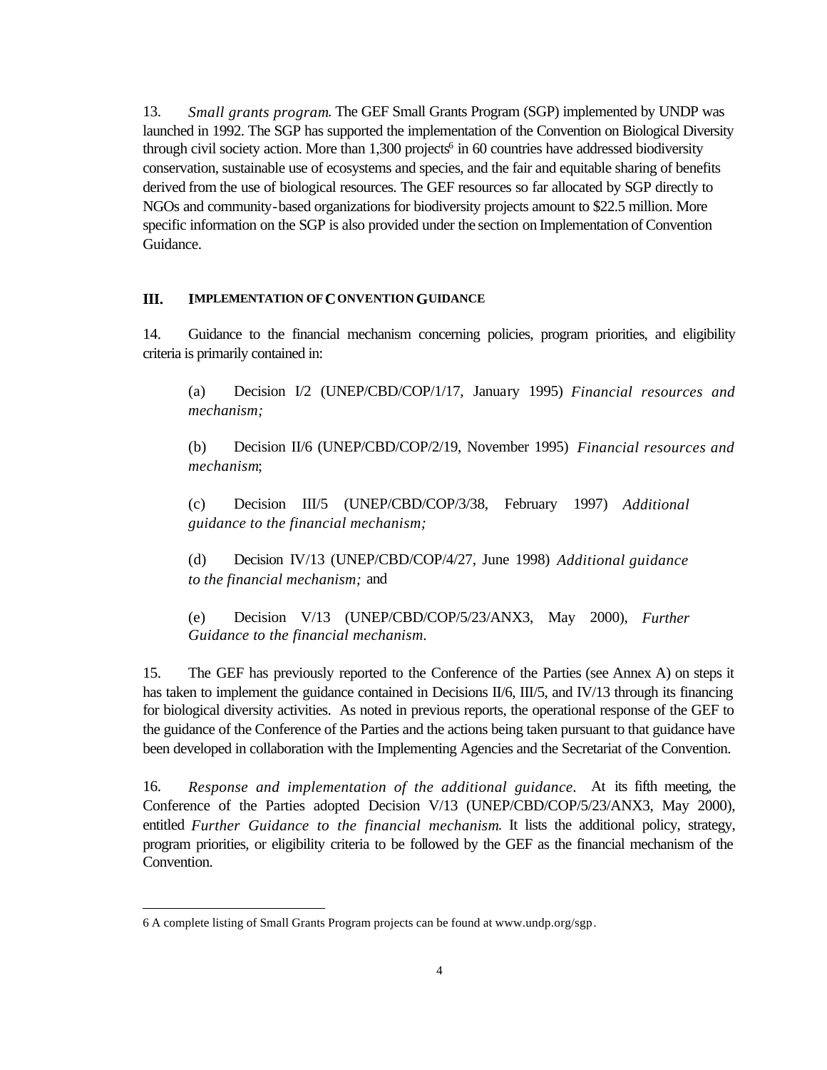13. *Small grants program.* The GEF Small Grants Program (SGP) implemented by UNDP was launched in 1992. The SGP has supported the implementation of the Convention on Biological Diversity through civil society action. More than 1,300 projects[6] in 60 countries have addressed biodiversity conservation, sustainable use of ecosystems and species, and the fair and equitable sharing of benefits derived from the use of biological resources. The GEF resources so far allocated by SGP directly to NGOs and community-based organizations for biodiversity projects amount to $22.5 million. More specific information on the SGP is also provided under the section on Implementation of Convention Guidance.

## III. IMPLEMENTATION OF CONVENTION GUIDANCE

14. Guidance to the financial mechanism concerning policies, program priorities, and eligibility criteria is primarily contained in:

(a) Decision I/2 (UNEP/CBD/COP/1/17, January 1995) *Financial resources and mechanism;*

(b) Decision II/6 (UNEP/CBD/COP/2/19, November 1995) *Financial resources and mechanism*;

(c) Decision III/5 (UNEP/CBD/COP/3/38, February 1997) *Additional guidance to the financial mechanism;*

(d) Decision IV/13 (UNEP/CBD/COP/4/27, June 1998) *Additional guidance to the financial mechanism;* and

(e) Decision V/13 (UNEP/CBD/COP/5/23/ANX3, May 2000), *Further Guidance to the financial mechanism.*

15. The GEF has previously reported to the Conference of the Parties (see Annex A) on steps it has taken to implement the guidance contained in Decisions II/6, III/5, and IV/13 through its financing for biological diversity activities. As noted in previous reports, the operational response of the GEF to the guidance of the Conference of the Parties and the actions being taken pursuant to that guidance have been developed in collaboration with the Implementing Agencies and the Secretariat of the Convention.

16. *Response and implementation of the additional guidance.* At its fifth meeting, the Conference of the Parties adopted Decision V/13 (UNEP/CBD/COP/5/23/ANX3, May 2000), entitled *Further Guidance to the financial mechanism*. It lists the additional policy, strategy, program priorities, or eligibility criteria to be followed by the GEF as the financial mechanism of the Convention.

---

6 A complete listing of Small Grants Program projects can be found at www.undp.org/sgp.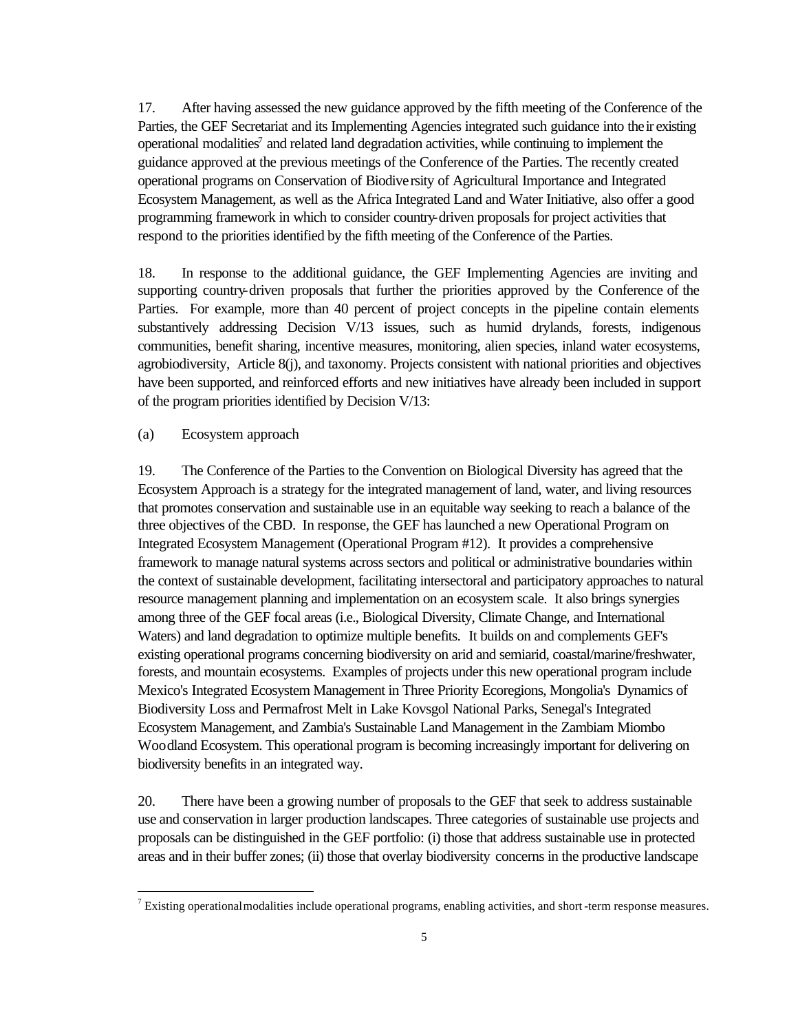17. After having assessed the new guidance approved by the fifth meeting of the Conference of the Parties, the GEF Secretariat and its Implementing Agencies integrated such guidance into their existing operational modalities[7] and related land degradation activities, while continuing to implement the guidance approved at the previous meetings of the Conference of the Parties. The recently created operational programs on Conservation of Biodiversity of Agricultural Importance and Integrated Ecosystem Management, as well as the Africa Integrated Land and Water Initiative, also offer a good programming framework in which to consider country-driven proposals for project activities that respond to the priorities identified by the fifth meeting of the Conference of the Parties.

18. In response to the additional guidance, the GEF Implementing Agencies are inviting and supporting country-driven proposals that further the priorities approved by the Conference of the Parties. For example, more than 40 percent of project concepts in the pipeline contain elements substantively addressing Decision V/13 issues, such as humid drylands, forests, indigenous communities, benefit sharing, incentive measures, monitoring, alien species, inland water ecosystems, agrobiodiversity, Article 8(j), and taxonomy. Projects consistent with national priorities and objectives have been supported, and reinforced efforts and new initiatives have already been included in support of the program priorities identified by Decision V/13:

(a) Ecosystem approach

19. The Conference of the Parties to the Convention on Biological Diversity has agreed that the Ecosystem Approach is a strategy for the integrated management of land, water, and living resources that promotes conservation and sustainable use in an equitable way seeking to reach a balance of the three objectives of the CBD. In response, the GEF has launched a new Operational Program on Integrated Ecosystem Management (Operational Program #12). It provides a comprehensive framework to manage natural systems across sectors and political or administrative boundaries within the context of sustainable development, facilitating intersectoral and participatory approaches to natural resource management planning and implementation on an ecosystem scale. It also brings synergies among three of the GEF focal areas (i.e., Biological Diversity, Climate Change, and International Waters) and land degradation to optimize multiple benefits. It builds on and complements GEF's existing operational programs concerning biodiversity on arid and semiarid, coastal/marine/freshwater, forests, and mountain ecosystems. Examples of projects under this new operational program include Mexico's Integrated Ecosystem Management in Three Priority Ecoregions, Mongolia's Dynamics of Biodiversity Loss and Permafrost Melt in Lake Kovsgol National Parks, Senegal's Integrated Ecosystem Management, and Zambia's Sustainable Land Management in the Zambiam Miombo Woodland Ecosystem. This operational program is becoming increasingly important for delivering on biodiversity benefits in an integrated way.

20. There have been a growing number of proposals to the GEF that seek to address sustainable use and conservation in larger production landscapes. Three categories of sustainable use projects and proposals can be distinguished in the GEF portfolio: (i) those that address sustainable use in protected areas and in their buffer zones; (ii) those that overlay biodiversity concerns in the productive landscape

---

[7] Existing operational modalities include operational programs, enabling activities, and short-term response measures.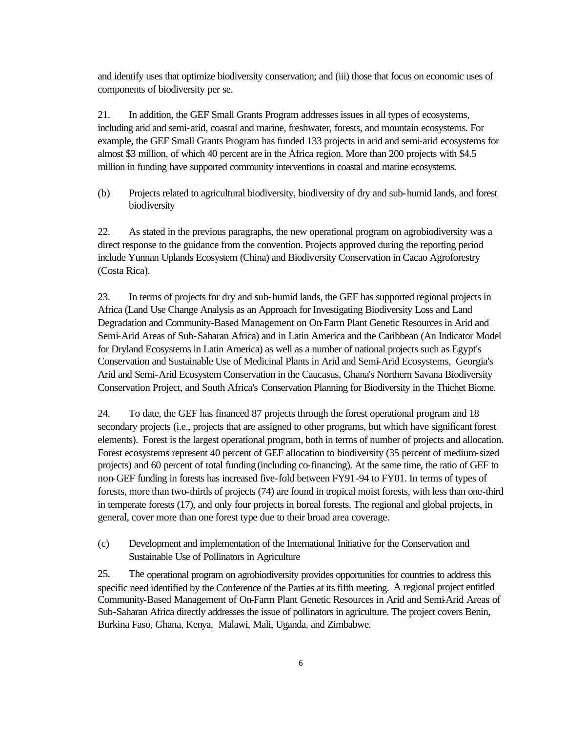and identify uses that optimize biodiversity conservation; and (iii) those that focus on economic uses of components of biodiversity per se.

21. In addition, the GEF Small Grants Program addresses issues in all types of ecosystems, including arid and semi-arid, coastal and marine, freshwater, forests, and mountain ecosystems. For example, the GEF Small Grants Program has funded 133 projects in arid and semi-arid ecosystems for almost $3 million, of which 40 percent are in the Africa region. More than 200 projects with $4.5 million in funding have supported community interventions in coastal and marine ecosystems.

(b) Projects related to agricultural biodiversity, biodiversity of dry and sub-humid lands, and forest biodiversity

22. As stated in the previous paragraphs, the new operational program on agrobiodiversity was a direct response to the guidance from the convention. Projects approved during the reporting period include Yunnan Uplands Ecosystem (China) and Biodiversity Conservation in Cacao Agroforestry (Costa Rica).

23. In terms of projects for dry and sub-humid lands, the GEF has supported regional projects in Africa (Land Use Change Analysis as an Approach for Investigating Biodiversity Loss and Land Degradation and Community-Based Management on On-Farm Plant Genetic Resources in Arid and Semi-Arid Areas of Sub-Saharan Africa) and in Latin America and the Caribbean (An Indicator Model for Dryland Ecosystems in Latin America) as well as a number of national projects such as Egypt's Conservation and Sustainable Use of Medicinal Plants in Arid and Semi-Arid Ecosystems, Georgia's Arid and Semi-Arid Ecosystem Conservation in the Caucasus, Ghana's Northern Savana Biodiversity Conservation Project, and South Africa's Conservation Planning for Biodiversity in the Thichet Biome.

24. To date, the GEF has financed 87 projects through the forest operational program and 18 secondary projects (i.e., projects that are assigned to other programs, but which have significant forest elements). Forest is the largest operational program, both in terms of number of projects and allocation. Forest ecosystems represent 40 percent of GEF allocation to biodiversity (35 percent of medium-sized projects) and 60 percent of total funding (including co-financing). At the same time, the ratio of GEF to non-GEF funding in forests has increased five-fold between FY91-94 to FY01. In terms of types of forests, more than two-thirds of projects (74) are found in tropical moist forests, with less than one-third in temperate forests (17), and only four projects in boreal forests. The regional and global projects, in general, cover more than one forest type due to their broad area coverage.

(c) Development and implementation of the International Initiative for the Conservation and Sustainable Use of Pollinators in Agriculture

25. The operational program on agrobiodiversity provides opportunities for countries to address this specific need identified by the Conference of the Parties at its fifth meeting. A regional project entitled Community-Based Management of On-Farm Plant Genetic Resources in Arid and Semi-Arid Areas of Sub-Saharan Africa directly addresses the issue of pollinators in agriculture. The project covers Benin, Burkina Faso, Ghana, Kenya, Malawi, Mali, Uganda, and Zimbabwe.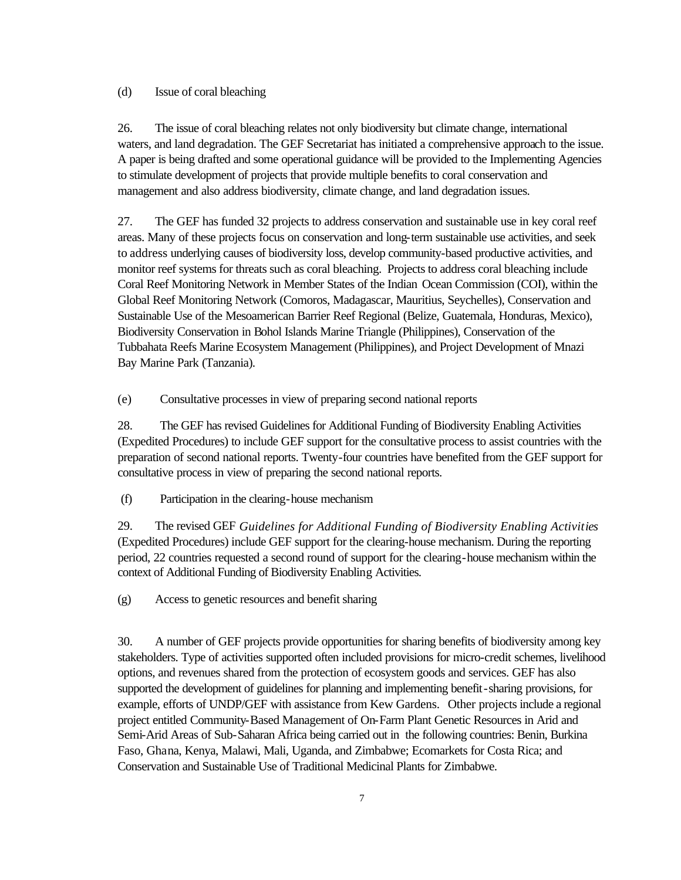(d) Issue of coral bleaching

26. The issue of coral bleaching relates not only biodiversity but climate change, international waters, and land degradation. The GEF Secretariat has initiated a comprehensive approach to the issue. A paper is being drafted and some operational guidance will be provided to the Implementing Agencies to stimulate development of projects that provide multiple benefits to coral conservation and management and also address biodiversity, climate change, and land degradation issues.

27. The GEF has funded 32 projects to address conservation and sustainable use in key coral reef areas. Many of these projects focus on conservation and long-term sustainable use activities, and seek to address underlying causes of biodiversity loss, develop community-based productive activities, and monitor reef systems for threats such as coral bleaching. Projects to address coral bleaching include Coral Reef Monitoring Network in Member States of the Indian Ocean Commission (COI), within the Global Reef Monitoring Network (Comoros, Madagascar, Mauritius, Seychelles), Conservation and Sustainable Use of the Mesoamerican Barrier Reef Regional (Belize, Guatemala, Honduras, Mexico), Biodiversity Conservation in Bohol Islands Marine Triangle (Philippines), Conservation of the Tubbahata Reefs Marine Ecosystem Management (Philippines), and Project Development of Mnazi Bay Marine Park (Tanzania).

(e) Consultative processes in view of preparing second national reports

28. The GEF has revised Guidelines for Additional Funding of Biodiversity Enabling Activities (Expedited Procedures) to include GEF support for the consultative process to assist countries with the preparation of second national reports. Twenty-four countries have benefited from the GEF support for consultative process in view of preparing the second national reports.

(f) Participation in the clearing-house mechanism

29. The revised GEF *Guidelines for Additional Funding of Biodiversity Enabling Activities* (Expedited Procedures) include GEF support for the clearing-house mechanism. During the reporting period, 22 countries requested a second round of support for the clearing-house mechanism within the context of Additional Funding of Biodiversity Enabling Activities.

(g) Access to genetic resources and benefit sharing

30. A number of GEF projects provide opportunities for sharing benefits of biodiversity among key stakeholders. Type of activities supported often included provisions for micro-credit schemes, livelihood options, and revenues shared from the protection of ecosystem goods and services. GEF has also supported the development of guidelines for planning and implementing benefit-sharing provisions, for example, efforts of UNDP/GEF with assistance from Kew Gardens. Other projects include a regional project entitled Community-Based Management of On-Farm Plant Genetic Resources in Arid and Semi-Arid Areas of Sub-Saharan Africa being carried out in the following countries: Benin, Burkina Faso, Ghana, Kenya, Malawi, Mali, Uganda, and Zimbabwe; Ecomarkets for Costa Rica; and Conservation and Sustainable Use of Traditional Medicinal Plants for Zimbabwe.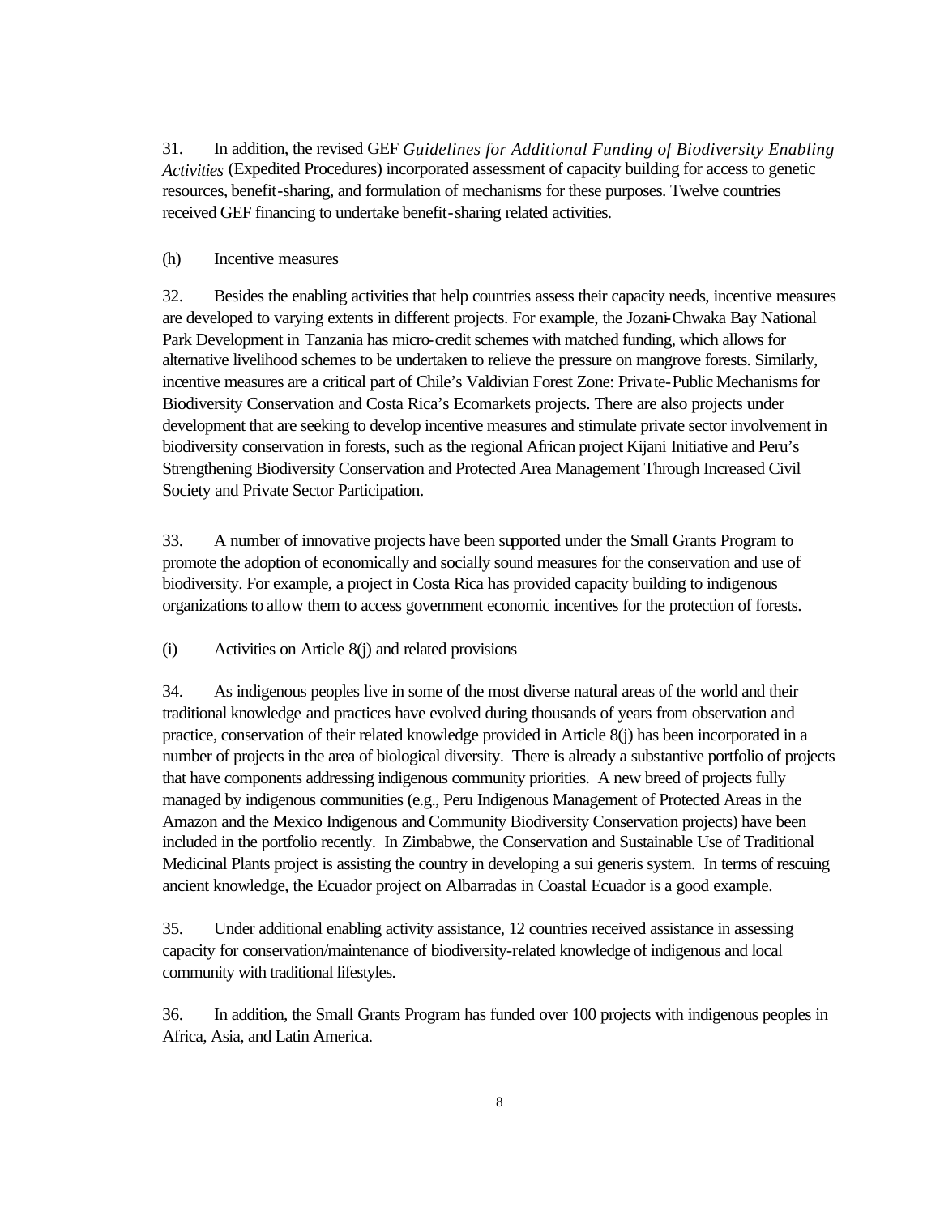31. In addition, the revised GEF *Guidelines for Additional Funding of Biodiversity Enabling Activities* (Expedited Procedures) incorporated assessment of capacity building for access to genetic resources, benefit-sharing, and formulation of mechanisms for these purposes. Twelve countries received GEF financing to undertake benefit-sharing related activities.

(h) Incentive measures

32. Besides the enabling activities that help countries assess their capacity needs, incentive measures are developed to varying extents in different projects. For example, the Jozani-Chwaka Bay National Park Development in Tanzania has micro-credit schemes with matched funding, which allows for alternative livelihood schemes to be undertaken to relieve the pressure on mangrove forests. Similarly, incentive measures are a critical part of Chile's Valdivian Forest Zone: Private-Public Mechanisms for Biodiversity Conservation and Costa Rica's Ecomarkets projects. There are also projects under development that are seeking to develop incentive measures and stimulate private sector involvement in biodiversity conservation in forests, such as the regional African project Kijani Initiative and Peru's Strengthening Biodiversity Conservation and Protected Area Management Through Increased Civil Society and Private Sector Participation.

33. A number of innovative projects have been supported under the Small Grants Program to promote the adoption of economically and socially sound measures for the conservation and use of biodiversity. For example, a project in Costa Rica has provided capacity building to indigenous organizations to allow them to access government economic incentives for the protection of forests.

(i) Activities on Article 8(j) and related provisions

34. As indigenous peoples live in some of the most diverse natural areas of the world and their traditional knowledge and practices have evolved during thousands of years from observation and practice, conservation of their related knowledge provided in Article 8(j) has been incorporated in a number of projects in the area of biological diversity. There is already a substantive portfolio of projects that have components addressing indigenous community priorities. A new breed of projects fully managed by indigenous communities (e.g., Peru Indigenous Management of Protected Areas in the Amazon and the Mexico Indigenous and Community Biodiversity Conservation projects) have been included in the portfolio recently. In Zimbabwe, the Conservation and Sustainable Use of Traditional Medicinal Plants project is assisting the country in developing a sui generis system. In terms of rescuing ancient knowledge, the Ecuador project on Albarradas in Coastal Ecuador is a good example.

35. Under additional enabling activity assistance, 12 countries received assistance in assessing capacity for conservation/maintenance of biodiversity-related knowledge of indigenous and local community with traditional lifestyles.

36. In addition, the Small Grants Program has funded over 100 projects with indigenous peoples in Africa, Asia, and Latin America.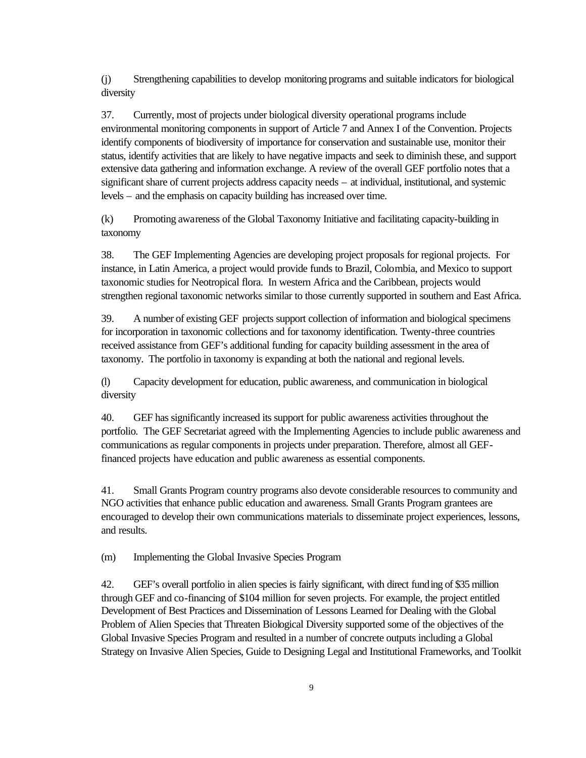(j) Strengthening capabilities to develop monitoring programs and suitable indicators for biological diversity

37. Currently, most of projects under biological diversity operational programs include environmental monitoring components in support of Article 7 and Annex I of the Convention. Projects identify components of biodiversity of importance for conservation and sustainable use, monitor their status, identify activities that are likely to have negative impacts and seek to diminish these, and support extensive data gathering and information exchange. A review of the overall GEF portfolio notes that a significant share of current projects address capacity needs – at individual, institutional, and systemic levels – and the emphasis on capacity building has increased over time.

(k) Promoting awareness of the Global Taxonomy Initiative and facilitating capacity-building in taxonomy

38. The GEF Implementing Agencies are developing project proposals for regional projects. For instance, in Latin America, a project would provide funds to Brazil, Colombia, and Mexico to support taxonomic studies for Neotropical flora. In western Africa and the Caribbean, projects would strengthen regional taxonomic networks similar to those currently supported in southern and East Africa.

39. A number of existing GEF projects support collection of information and biological specimens for incorporation in taxonomic collections and for taxonomy identification. Twenty-three countries received assistance from GEF's additional funding for capacity building assessment in the area of taxonomy. The portfolio in taxonomy is expanding at both the national and regional levels.

(l) Capacity development for education, public awareness, and communication in biological diversity

40. GEF has significantly increased its support for public awareness activities throughout the portfolio. The GEF Secretariat agreed with the Implementing Agencies to include public awareness and communications as regular components in projects under preparation. Therefore, almost all GEF-financed projects have education and public awareness as essential components.

41. Small Grants Program country programs also devote considerable resources to community and NGO activities that enhance public education and awareness. Small Grants Program grantees are encouraged to develop their own communications materials to disseminate project experiences, lessons, and results.

(m) Implementing the Global Invasive Species Program

42. GEF's overall portfolio in alien species is fairly significant, with direct funding of $35 million through GEF and co-financing of $104 million for seven projects. For example, the project entitled Development of Best Practices and Dissemination of Lessons Learned for Dealing with the Global Problem of Alien Species that Threaten Biological Diversity supported some of the objectives of the Global Invasive Species Program and resulted in a number of concrete outputs including a Global Strategy on Invasive Alien Species, Guide to Designing Legal and Institutional Frameworks, and Toolkit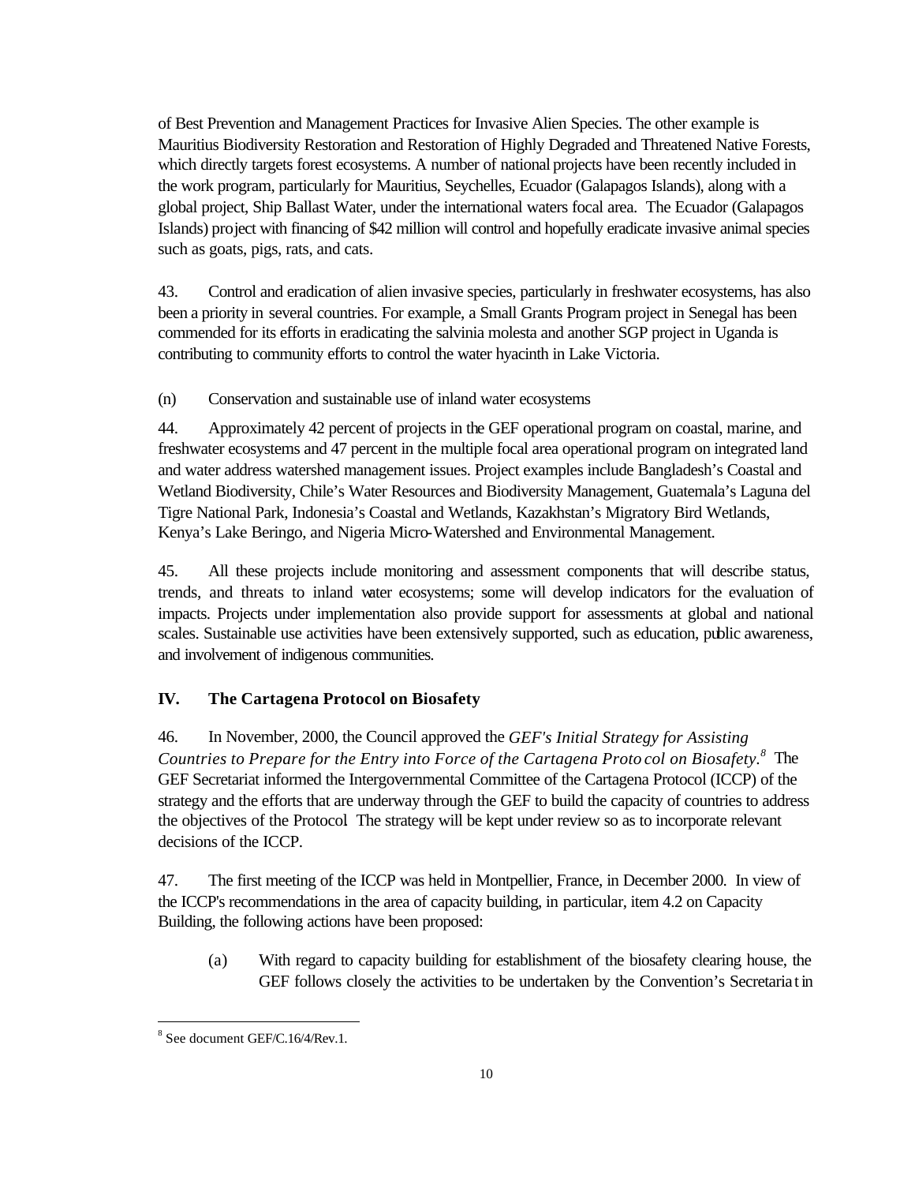of Best Prevention and Management Practices for Invasive Alien Species. The other example is Mauritius Biodiversity Restoration and Restoration of Highly Degraded and Threatened Native Forests, which directly targets forest ecosystems. A number of national projects have been recently included in the work program, particularly for Mauritius, Seychelles, Ecuador (Galapagos Islands), along with a global project, Ship Ballast Water, under the international waters focal area. The Ecuador (Galapagos Islands) project with financing of $42 million will control and hopefully eradicate invasive animal species such as goats, pigs, rats, and cats.

43. Control and eradication of alien invasive species, particularly in freshwater ecosystems, has also been a priority in several countries. For example, a Small Grants Program project in Senegal has been commended for its efforts in eradicating the salvinia molesta and another SGP project in Uganda is contributing to community efforts to control the water hyacinth in Lake Victoria.

(n) Conservation and sustainable use of inland water ecosystems

44. Approximately 42 percent of projects in the GEF operational program on coastal, marine, and freshwater ecosystems and 47 percent in the multiple focal area operational program on integrated land and water address watershed management issues. Project examples include Bangladesh's Coastal and Wetland Biodiversity, Chile's Water Resources and Biodiversity Management, Guatemala's Laguna del Tigre National Park, Indonesia's Coastal and Wetlands, Kazakhstan's Migratory Bird Wetlands, Kenya's Lake Beringo, and Nigeria Micro-Watershed and Environmental Management.

45. All these projects include monitoring and assessment components that will describe status, trends, and threats to inland water ecosystems; some will develop indicators for the evaluation of impacts. Projects under implementation also provide support for assessments at global and national scales. Sustainable use activities have been extensively supported, such as education, public awareness, and involvement of indigenous communities.

## IV. The Cartagena Protocol on Biosafety

46. In November, 2000, the Council approved the *GEF's Initial Strategy for Assisting Countries to Prepare for the Entry into Force of the Cartagena Protocol on Biosafety*.[8] The GEF Secretariat informed the Intergovernmental Committee of the Cartagena Protocol (ICCP) of the strategy and the efforts that are underway through the GEF to build the capacity of countries to address the objectives of the Protocol. The strategy will be kept under review so as to incorporate relevant decisions of the ICCP.

47. The first meeting of the ICCP was held in Montpellier, France, in December 2000. In view of the ICCP's recommendations in the area of capacity building, in particular, item 4.2 on Capacity Building, the following actions have been proposed:

(a) With regard to capacity building for establishment of the biosafety clearing house, the GEF follows closely the activities to be undertaken by the Convention's Secretariat in

[8] See document GEF/C.16/4/Rev.1.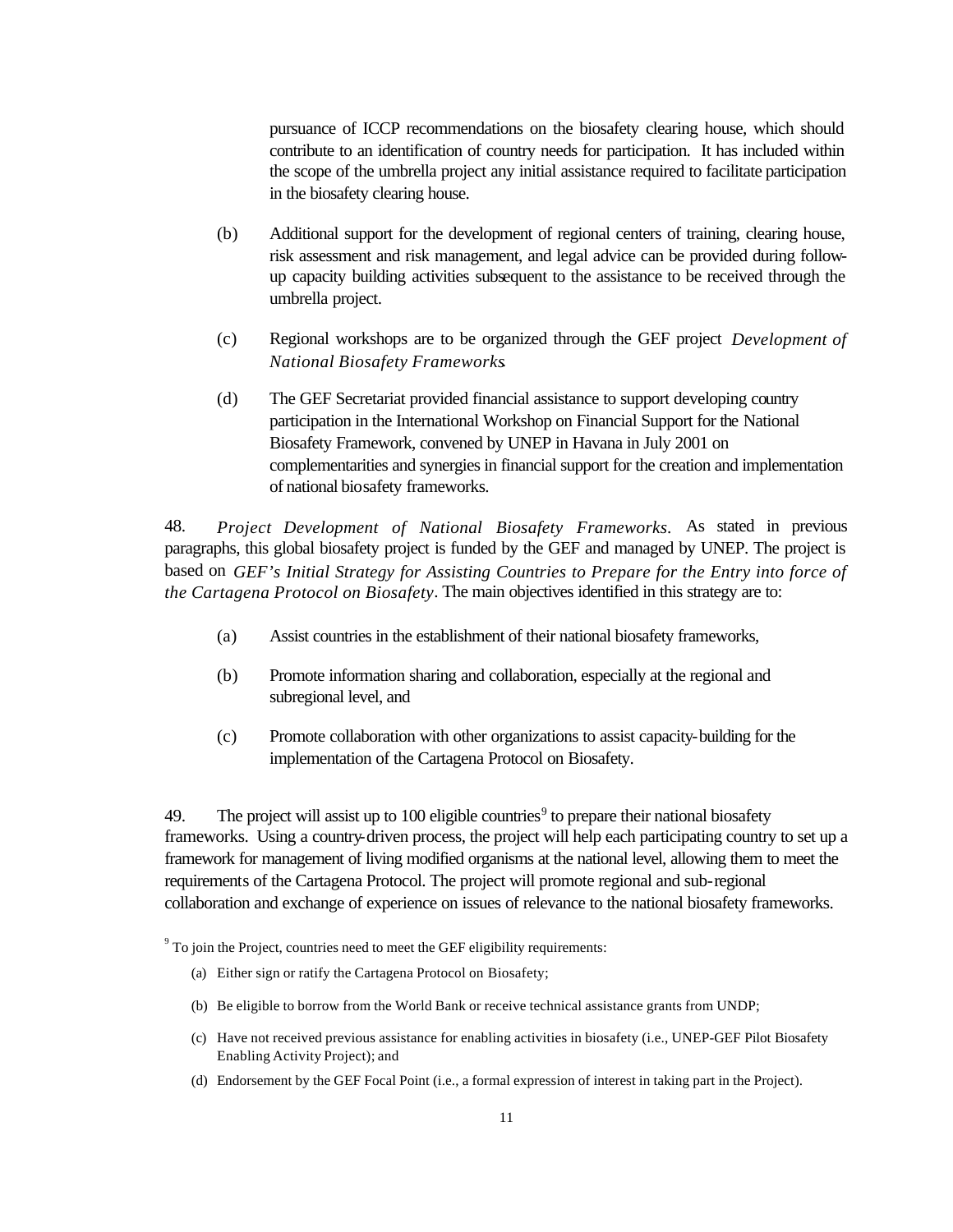pursuance of ICCP recommendations on the biosafety clearing house, which should contribute to an identification of country needs for participation. It has included within the scope of the umbrella project any initial assistance required to facilitate participation in the biosafety clearing house.

(b) Additional support for the development of regional centers of training, clearing house, risk assessment and risk management, and legal advice can be provided during follow-up capacity building activities subsequent to the assistance to be received through the umbrella project.

(c) Regional workshops are to be organized through the GEF project *Development of National Biosafety Frameworks*.

(d) The GEF Secretariat provided financial assistance to support developing country participation in the International Workshop on Financial Support for the National Biosafety Framework, convened by UNEP in Havana in July 2001 on complementarities and synergies in financial support for the creation and implementation of national biosafety frameworks.

48. *Project Development of National Biosafety Frameworks*. As stated in previous paragraphs, this global biosafety project is funded by the GEF and managed by UNEP. The project is based on *GEF's Initial Strategy for Assisting Countries to Prepare for the Entry into force of the Cartagena Protocol on Biosafety*. The main objectives identified in this strategy are to:

(a) Assist countries in the establishment of their national biosafety frameworks,

(b) Promote information sharing and collaboration, especially at the regional and subregional level, and

(c) Promote collaboration with other organizations to assist capacity-building for the implementation of the Cartagena Protocol on Biosafety.

49. The project will assist up to 100 eligible countries[9] to prepare their national biosafety frameworks. Using a country-driven process, the project will help each participating country to set up a framework for management of living modified organisms at the national level, allowing them to meet the requirements of the Cartagena Protocol. The project will promote regional and sub-regional collaboration and exchange of experience on issues of relevance to the national biosafety frameworks.

[9] To join the Project, countries need to meet the GEF eligibility requirements:

(a) Either sign or ratify the Cartagena Protocol on Biosafety;

(b) Be eligible to borrow from the World Bank or receive technical assistance grants from UNDP;

(c) Have not received previous assistance for enabling activities in biosafety (i.e., UNEP-GEF Pilot Biosafety Enabling Activity Project); and

(d) Endorsement by the GEF Focal Point (i.e., a formal expression of interest in taking part in the Project).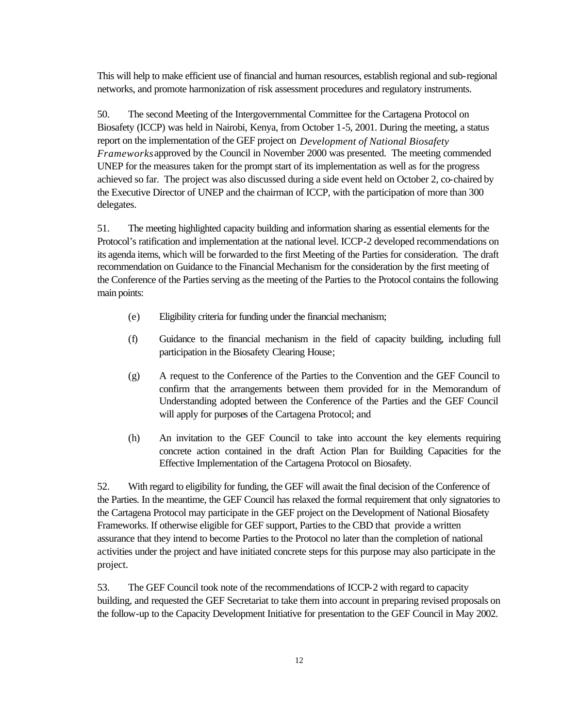This will help to make efficient use of financial and human resources, establish regional and sub-regional networks, and promote harmonization of risk assessment procedures and regulatory instruments.

50. The second Meeting of the Intergovernmental Committee for the Cartagena Protocol on Biosafety (ICCP) was held in Nairobi, Kenya, from October 1-5, 2001. During the meeting, a status report on the implementation of the GEF project on *Development of National Biosafety Frameworks* approved by the Council in November 2000 was presented. The meeting commended UNEP for the measures taken for the prompt start of its implementation as well as for the progress achieved so far. The project was also discussed during a side event held on October 2, co-chaired by the Executive Director of UNEP and the chairman of ICCP, with the participation of more than 300 delegates.

51. The meeting highlighted capacity building and information sharing as essential elements for the Protocol's ratification and implementation at the national level. ICCP-2 developed recommendations on its agenda items, which will be forwarded to the first Meeting of the Parties for consideration. The draft recommendation on Guidance to the Financial Mechanism for the consideration by the first meeting of the Conference of the Parties serving as the meeting of the Parties to the Protocol contains the following main points:

(e) Eligibility criteria for funding under the financial mechanism;

(f) Guidance to the financial mechanism in the field of capacity building, including full participation in the Biosafety Clearing House;

(g) A request to the Conference of the Parties to the Convention and the GEF Council to confirm that the arrangements between them provided for in the Memorandum of Understanding adopted between the Conference of the Parties and the GEF Council will apply for purposes of the Cartagena Protocol; and

(h) An invitation to the GEF Council to take into account the key elements requiring concrete action contained in the draft Action Plan for Building Capacities for the Effective Implementation of the Cartagena Protocol on Biosafety.

52. With regard to eligibility for funding, the GEF will await the final decision of the Conference of the Parties. In the meantime, the GEF Council has relaxed the formal requirement that only signatories to the Cartagena Protocol may participate in the GEF project on the Development of National Biosafety Frameworks. If otherwise eligible for GEF support, Parties to the CBD that provide a written assurance that they intend to become Parties to the Protocol no later than the completion of national activities under the project and have initiated concrete steps for this purpose may also participate in the project.

53. The GEF Council took note of the recommendations of ICCP-2 with regard to capacity building, and requested the GEF Secretariat to take them into account in preparing revised proposals on the follow-up to the Capacity Development Initiative for presentation to the GEF Council in May 2002.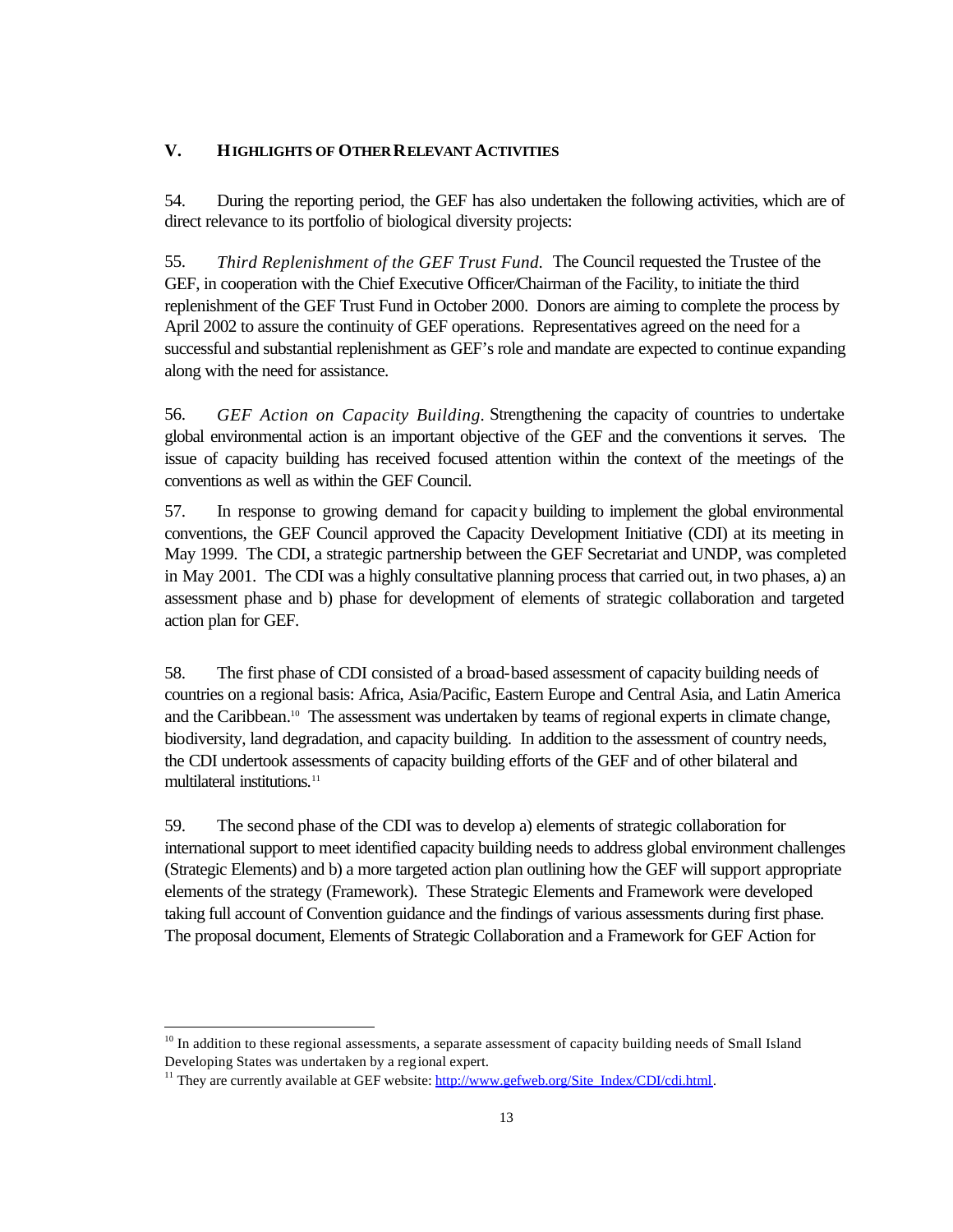## V. HIGHLIGHTS OF OTHER RELEVANT ACTIVITIES

54. During the reporting period, the GEF has also undertaken the following activities, which are of direct relevance to its portfolio of biological diversity projects:

55. *Third Replenishment of the GEF Trust Fund.* The Council requested the Trustee of the GEF, in cooperation with the Chief Executive Officer/Chairman of the Facility, to initiate the third replenishment of the GEF Trust Fund in October 2000. Donors are aiming to complete the process by April 2002 to assure the continuity of GEF operations. Representatives agreed on the need for a successful and substantial replenishment as GEF's role and mandate are expected to continue expanding along with the need for assistance.

56. *GEF Action on Capacity Building.* Strengthening the capacity of countries to undertake global environmental action is an important objective of the GEF and the conventions it serves. The issue of capacity building has received focused attention within the context of the meetings of the conventions as well as within the GEF Council.

57. In response to growing demand for capacity building to implement the global environmental conventions, the GEF Council approved the Capacity Development Initiative (CDI) at its meeting in May 1999. The CDI, a strategic partnership between the GEF Secretariat and UNDP, was completed in May 2001. The CDI was a highly consultative planning process that carried out, in two phases, a) an assessment phase and b) phase for development of elements of strategic collaboration and targeted action plan for GEF.

58. The first phase of CDI consisted of a broad-based assessment of capacity building needs of countries on a regional basis: Africa, Asia/Pacific, Eastern Europe and Central Asia, and Latin America and the Caribbean.[10] The assessment was undertaken by teams of regional experts in climate change, biodiversity, land degradation, and capacity building. In addition to the assessment of country needs, the CDI undertook assessments of capacity building efforts of the GEF and of other bilateral and multilateral institutions.[11]

59. The second phase of the CDI was to develop a) elements of strategic collaboration for international support to meet identified capacity building needs to address global environment challenges (Strategic Elements) and b) a more targeted action plan outlining how the GEF will support appropriate elements of the strategy (Framework). These Strategic Elements and Framework were developed taking full account of Convention guidance and the findings of various assessments during first phase. The proposal document, Elements of Strategic Collaboration and a Framework for GEF Action for

---

[10] In addition to these regional assessments, a separate assessment of capacity building needs of Small Island Developing States was undertaken by a regional expert.

[11] They are currently available at GEF website: http://www.gefweb.org/Site_Index/CDI/cdi.html.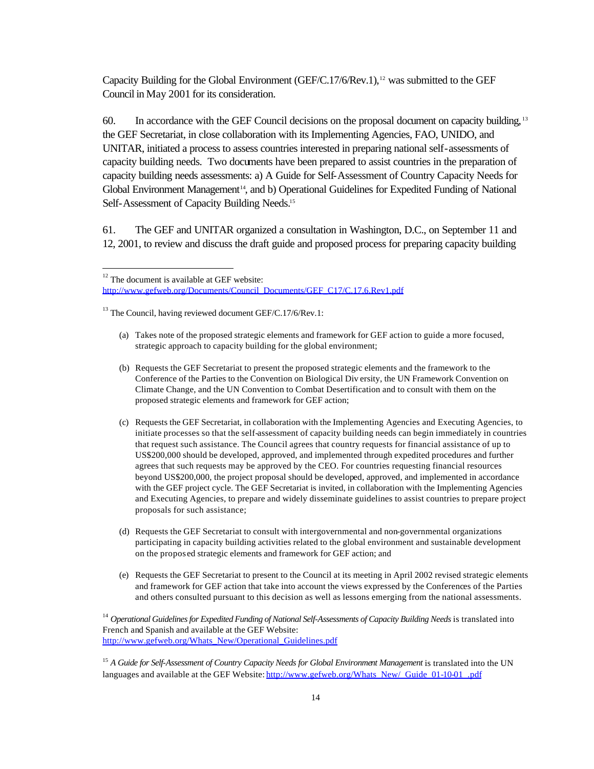Capacity Building for the Global Environment (GEF/C.17/6/Rev.1),[12] was submitted to the GEF Council in May 2001 for its consideration.

60. In accordance with the GEF Council decisions on the proposal document on capacity building,[13] the GEF Secretariat, in close collaboration with its Implementing Agencies, FAO, UNIDO, and UNITAR, initiated a process to assess countries interested in preparing national self-assessments of capacity building needs. Two documents have been prepared to assist countries in the preparation of capacity building needs assessments: a) A Guide for Self-Assessment of Country Capacity Needs for Global Environment Management[14], and b) Operational Guidelines for Expedited Funding of National Self-Assessment of Capacity Building Needs.[15]

61. The GEF and UNITAR organized a consultation in Washington, D.C., on September 11 and 12, 2001, to review and discuss the draft guide and proposed process for preparing capacity building

---

[12] The document is available at GEF website: http://www.gefweb.org/Documents/Council_Documents/GEF_C17/C.17.6.Rev1.pdf

[13] The Council, having reviewed document GEF/C.17/6/Rev.1:

(a) Takes note of the proposed strategic elements and framework for GEF action to guide a more focused, strategic approach to capacity building for the global environment;

(b) Requests the GEF Secretariat to present the proposed strategic elements and the framework to the Conference of the Parties to the Convention on Biological Diversity, the UN Framework Convention on Climate Change, and the UN Convention to Combat Desertification and to consult with them on the proposed strategic elements and framework for GEF action;

(c) Requests the GEF Secretariat, in collaboration with the Implementing Agencies and Executing Agencies, to initiate processes so that the self-assessment of capacity building needs can begin immediately in countries that request such assistance. The Council agrees that country requests for financial assistance of up to US$200,000 should be developed, approved, and implemented through expedited procedures and further agrees that such requests may be approved by the CEO. For countries requesting financial resources beyond US$200,000, the project proposal should be developed, approved, and implemented in accordance with the GEF project cycle. The GEF Secretariat is invited, in collaboration with the Implementing Agencies and Executing Agencies, to prepare and widely disseminate guidelines to assist countries to prepare project proposals for such assistance;

(d) Requests the GEF Secretariat to consult with intergovernmental and non-governmental organizations participating in capacity building activities related to the global environment and sustainable development on the proposed strategic elements and framework for GEF action; and

(e) Requests the GEF Secretariat to present to the Council at its meeting in April 2002 revised strategic elements and framework for GEF action that take into account the views expressed by the Conferences of the Parties and others consulted pursuant to this decision as well as lessons emerging from the national assessments.

[14] *Operational Guidelines for Expedited Funding of National Self-Assessments of Capacity Building Needs* is translated into French and Spanish and available at the GEF Website: http://www.gefweb.org/Whats_New/Operational_Guidelines.pdf

[15] *A Guide for Self-Assessment of Country Capacity Needs for Global Environment Management* is translated into the UN languages and available at the GEF Website: http://www.gefweb.org/Whats_New/_Guide_01-10-01_.pdf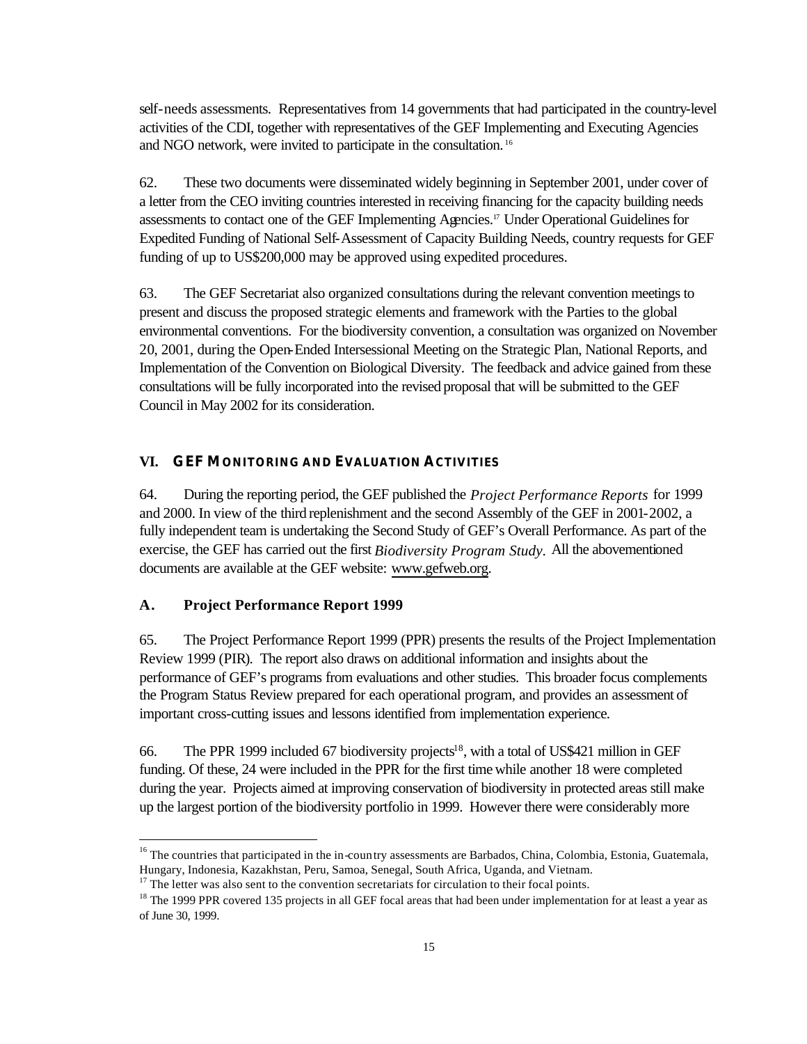self-needs assessments. Representatives from 14 governments that had participated in the country-level activities of the CDI, together with representatives of the GEF Implementing and Executing Agencies and NGO network, were invited to participate in the consultation.[16]

62. These two documents were disseminated widely beginning in September 2001, under cover of a letter from the CEO inviting countries interested in receiving financing for the capacity building needs assessments to contact one of the GEF Implementing Agencies.[17] Under Operational Guidelines for Expedited Funding of National Self-Assessment of Capacity Building Needs, country requests for GEF funding of up to US$200,000 may be approved using expedited procedures.

63. The GEF Secretariat also organized consultations during the relevant convention meetings to present and discuss the proposed strategic elements and framework with the Parties to the global environmental conventions. For the biodiversity convention, a consultation was organized on November 20, 2001, during the Open-Ended Intersessional Meeting on the Strategic Plan, National Reports, and Implementation of the Convention on Biological Diversity. The feedback and advice gained from these consultations will be fully incorporated into the revised proposal that will be submitted to the GEF Council in May 2002 for its consideration.

## VI. GEF MONITORING AND EVALUATION ACTIVITIES

64. During the reporting period, the GEF published the *Project Performance Reports* for 1999 and 2000. In view of the third replenishment and the second Assembly of the GEF in 2001-2002, a fully independent team is undertaking the Second Study of GEF's Overall Performance. As part of the exercise, the GEF has carried out the first *Biodiversity Program Study*. All the abovementioned documents are available at the GEF website: www.gefweb.org.

### A. Project Performance Report 1999

65. The Project Performance Report 1999 (PPR) presents the results of the Project Implementation Review 1999 (PIR). The report also draws on additional information and insights about the performance of GEF's programs from evaluations and other studies. This broader focus complements the Program Status Review prepared for each operational program, and provides an assessment of important cross-cutting issues and lessons identified from implementation experience.

66. The PPR 1999 included 67 biodiversity projects[18], with a total of US$421 million in GEF funding. Of these, 24 were included in the PPR for the first time while another 18 were completed during the year. Projects aimed at improving conservation of biodiversity in protected areas still make up the largest portion of the biodiversity portfolio in 1999. However there were considerably more

---

[16] The countries that participated in the in-country assessments are Barbados, China, Colombia, Estonia, Guatemala, Hungary, Indonesia, Kazakhstan, Peru, Samoa, Senegal, South Africa, Uganda, and Vietnam.

[17] The letter was also sent to the convention secretariats for circulation to their focal points.

[18] The 1999 PPR covered 135 projects in all GEF focal areas that had been under implementation for at least a year as of June 30, 1999.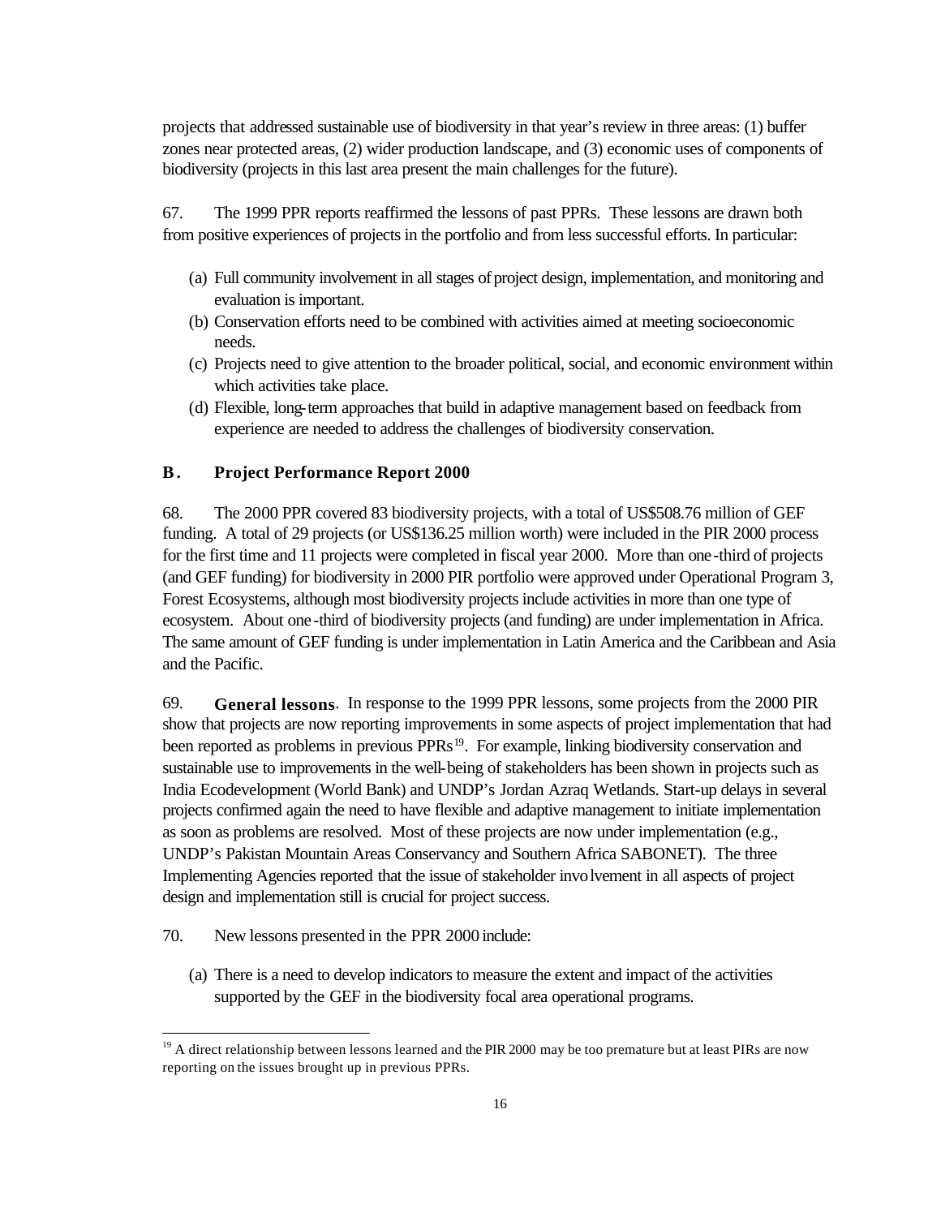projects that addressed sustainable use of biodiversity in that year's review in three areas: (1) buffer zones near protected areas, (2) wider production landscape, and (3) economic uses of components of biodiversity (projects in this last area present the main challenges for the future).

67. The 1999 PPR reports reaffirmed the lessons of past PPRs. These lessons are drawn both from positive experiences of projects in the portfolio and from less successful efforts. In particular:

(a) Full community involvement in all stages of project design, implementation, and monitoring and evaluation is important.
(b) Conservation efforts need to be combined with activities aimed at meeting socioeconomic needs.
(c) Projects need to give attention to the broader political, social, and economic environment within which activities take place.
(d) Flexible, long-term approaches that build in adaptive management based on feedback from experience are needed to address the challenges of biodiversity conservation.

## B. Project Performance Report 2000

68. The 2000 PPR covered 83 biodiversity projects, with a total of US$508.76 million of GEF funding. A total of 29 projects (or US$136.25 million worth) were included in the PIR 2000 process for the first time and 11 projects were completed in fiscal year 2000. More than one-third of projects (and GEF funding) for biodiversity in 2000 PIR portfolio were approved under Operational Program 3, Forest Ecosystems, although most biodiversity projects include activities in more than one type of ecosystem. About one-third of biodiversity projects (and funding) are under implementation in Africa. The same amount of GEF funding is under implementation in Latin America and the Caribbean and Asia and the Pacific.

69. **General lessons**. In response to the 1999 PPR lessons, some projects from the 2000 PIR show that projects are now reporting improvements in some aspects of project implementation that had been reported as problems in previous PPRs[19]. For example, linking biodiversity conservation and sustainable use to improvements in the well-being of stakeholders has been shown in projects such as India Ecodevelopment (World Bank) and UNDP's Jordan Azraq Wetlands. Start-up delays in several projects confirmed again the need to have flexible and adaptive management to initiate implementation as soon as problems are resolved. Most of these projects are now under implementation (e.g., UNDP's Pakistan Mountain Areas Conservancy and Southern Africa SABONET). The three Implementing Agencies reported that the issue of stakeholder involvement in all aspects of project design and implementation still is crucial for project success.

70. New lessons presented in the PPR 2000 include:

(a) There is a need to develop indicators to measure the extent and impact of the activities supported by the GEF in the biodiversity focal area operational programs.

---

[19] A direct relationship between lessons learned and the PIR 2000 may be too premature but at least PIRs are now reporting on the issues brought up in previous PPRs.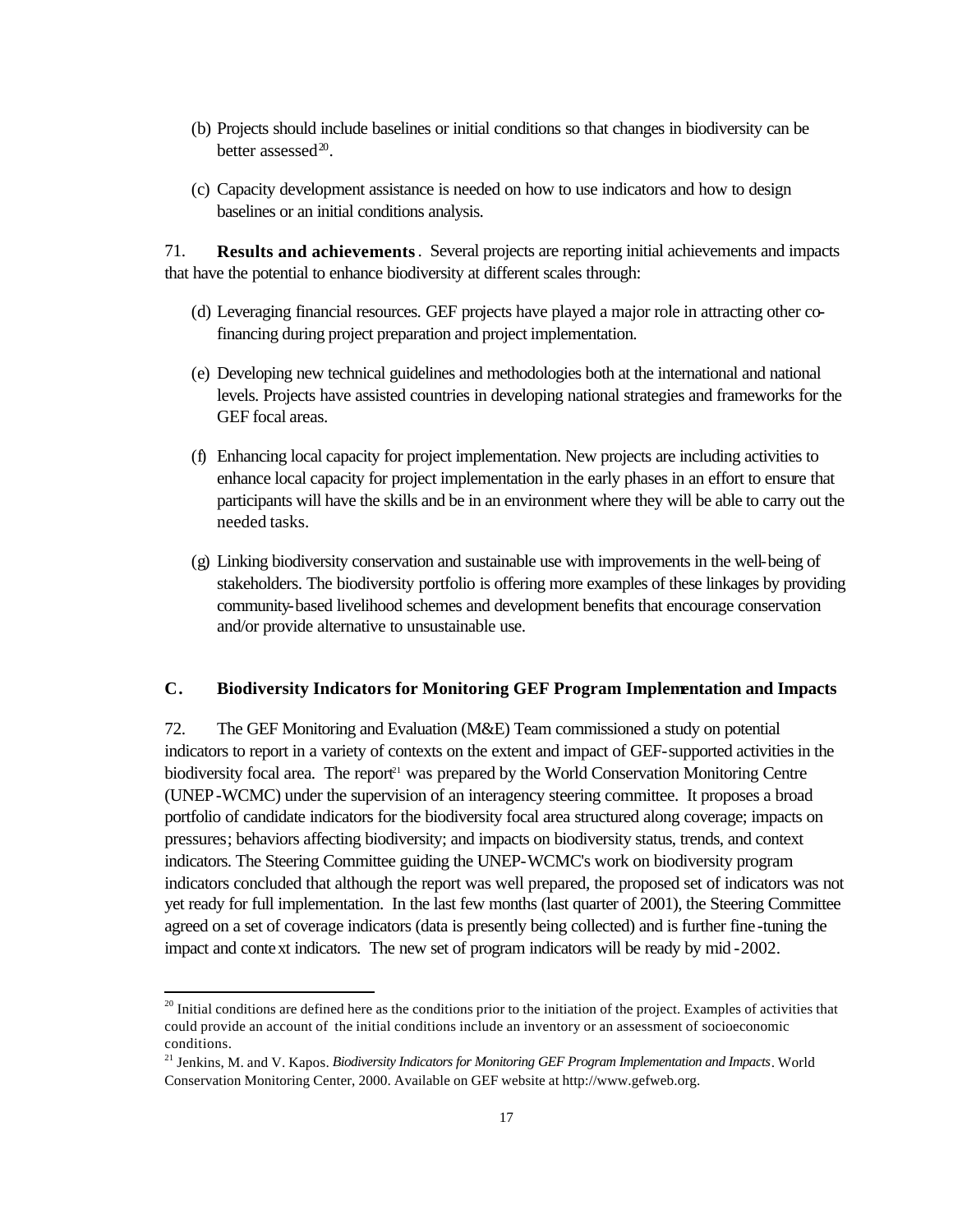(b) Projects should include baselines or initial conditions so that changes in biodiversity can be better assessed[20].

(c) Capacity development assistance is needed on how to use indicators and how to design baselines or an initial conditions analysis.

71. **Results and achievements**. Several projects are reporting initial achievements and impacts that have the potential to enhance biodiversity at different scales through:

(d) Leveraging financial resources. GEF projects have played a major role in attracting other co-financing during project preparation and project implementation.

(e) Developing new technical guidelines and methodologies both at the international and national levels. Projects have assisted countries in developing national strategies and frameworks for the GEF focal areas.

(f) Enhancing local capacity for project implementation. New projects are including activities to enhance local capacity for project implementation in the early phases in an effort to ensure that participants will have the skills and be in an environment where they will be able to carry out the needed tasks.

(g) Linking biodiversity conservation and sustainable use with improvements in the well-being of stakeholders. The biodiversity portfolio is offering more examples of these linkages by providing community-based livelihood schemes and development benefits that encourage conservation and/or provide alternative to unsustainable use.

## C. Biodiversity Indicators for Monitoring GEF Program Implementation and Impacts

72. The GEF Monitoring and Evaluation (M&E) Team commissioned a study on potential indicators to report in a variety of contexts on the extent and impact of GEF-supported activities in the biodiversity focal area. The report[21] was prepared by the World Conservation Monitoring Centre (UNEP-WCMC) under the supervision of an interagency steering committee. It proposes a broad portfolio of candidate indicators for the biodiversity focal area structured along coverage; impacts on pressures; behaviors affecting biodiversity; and impacts on biodiversity status, trends, and context indicators. The Steering Committee guiding the UNEP-WCMC's work on biodiversity program indicators concluded that although the report was well prepared, the proposed set of indicators was not yet ready for full implementation. In the last few months (last quarter of 2001), the Steering Committee agreed on a set of coverage indicators (data is presently being collected) and is further fine-tuning the impact and context indicators. The new set of program indicators will be ready by mid-2002.

---

[20] Initial conditions are defined here as the conditions prior to the initiation of the project. Examples of activities that could provide an account of the initial conditions include an inventory or an assessment of socioeconomic conditions.

[21] Jenkins, M. and V. Kapos. *Biodiversity Indicators for Monitoring GEF Program Implementation and Impacts*. World Conservation Monitoring Center, 2000. Available on GEF website at http://www.gefweb.org.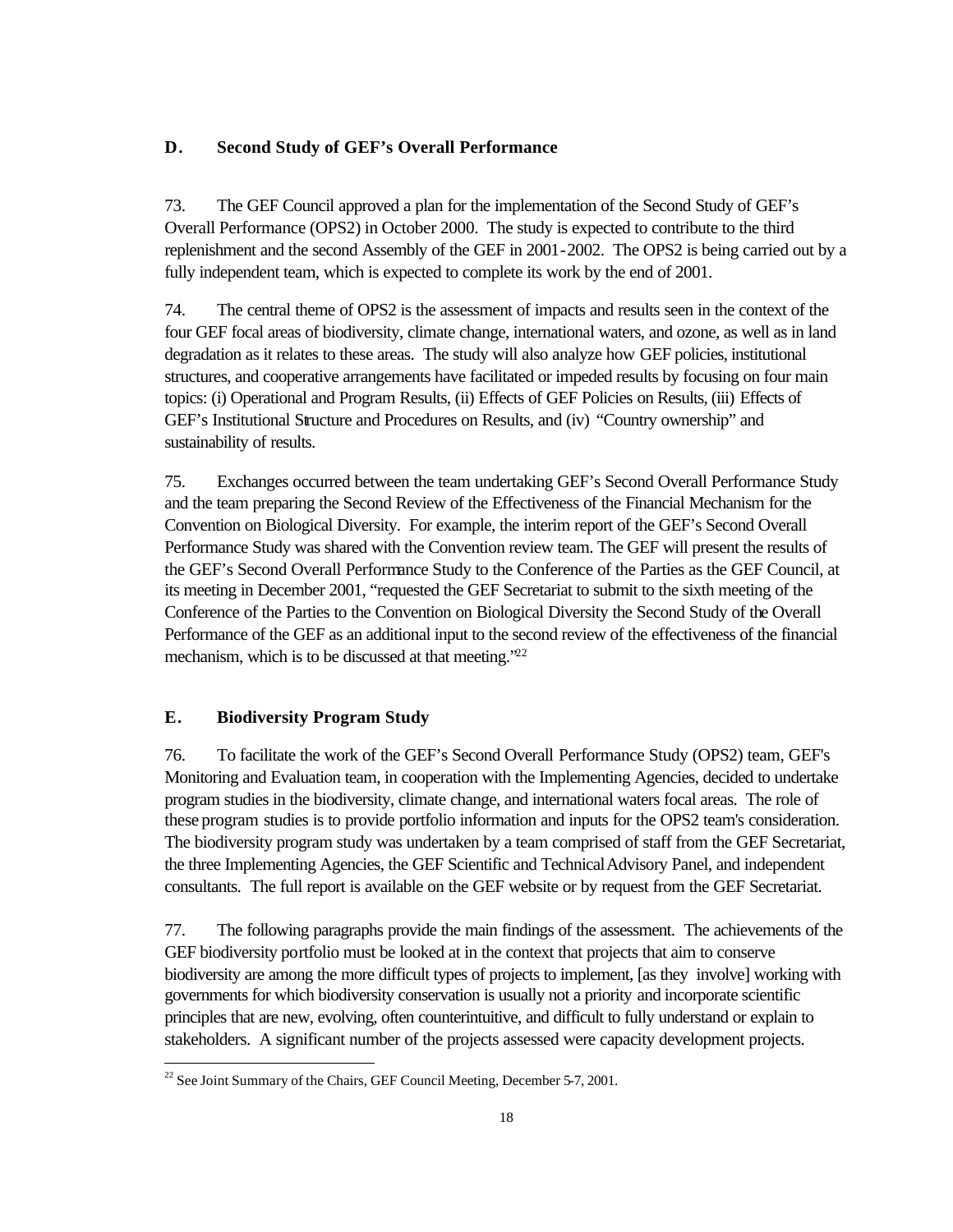## D. Second Study of GEF's Overall Performance

73. The GEF Council approved a plan for the implementation of the Second Study of GEF's Overall Performance (OPS2) in October 2000. The study is expected to contribute to the third replenishment and the second Assembly of the GEF in 2001-2002. The OPS2 is being carried out by a fully independent team, which is expected to complete its work by the end of 2001.

74. The central theme of OPS2 is the assessment of impacts and results seen in the context of the four GEF focal areas of biodiversity, climate change, international waters, and ozone, as well as in land degradation as it relates to these areas. The study will also analyze how GEF policies, institutional structures, and cooperative arrangements have facilitated or impeded results by focusing on four main topics: (i) Operational and Program Results, (ii) Effects of GEF Policies on Results, (iii) Effects of GEF's Institutional Structure and Procedures on Results, and (iv) "Country ownership" and sustainability of results.

75. Exchanges occurred between the team undertaking GEF's Second Overall Performance Study and the team preparing the Second Review of the Effectiveness of the Financial Mechanism for the Convention on Biological Diversity. For example, the interim report of the GEF's Second Overall Performance Study was shared with the Convention review team. The GEF will present the results of the GEF's Second Overall Performance Study to the Conference of the Parties as the GEF Council, at its meeting in December 2001, "requested the GEF Secretariat to submit to the sixth meeting of the Conference of the Parties to the Convention on Biological Diversity the Second Study of the Overall Performance of the GEF as an additional input to the second review of the effectiveness of the financial mechanism, which is to be discussed at that meeting."[22]

## E. Biodiversity Program Study

76. To facilitate the work of the GEF's Second Overall Performance Study (OPS2) team, GEF's Monitoring and Evaluation team, in cooperation with the Implementing Agencies, decided to undertake program studies in the biodiversity, climate change, and international waters focal areas. The role of these program studies is to provide portfolio information and inputs for the OPS2 team's consideration. The biodiversity program study was undertaken by a team comprised of staff from the GEF Secretariat, the three Implementing Agencies, the GEF Scientific and Technical Advisory Panel, and independent consultants. The full report is available on the GEF website or by request from the GEF Secretariat.

77. The following paragraphs provide the main findings of the assessment. The achievements of the GEF biodiversity portfolio must be looked at in the context that projects that aim to conserve biodiversity are among the more difficult types of projects to implement, [as they involve] working with governments for which biodiversity conservation is usually not a priority and incorporate scientific principles that are new, evolving, often counterintuitive, and difficult to fully understand or explain to stakeholders. A significant number of the projects assessed were capacity development projects.

---

[22] See Joint Summary of the Chairs, GEF Council Meeting, December 5-7, 2001.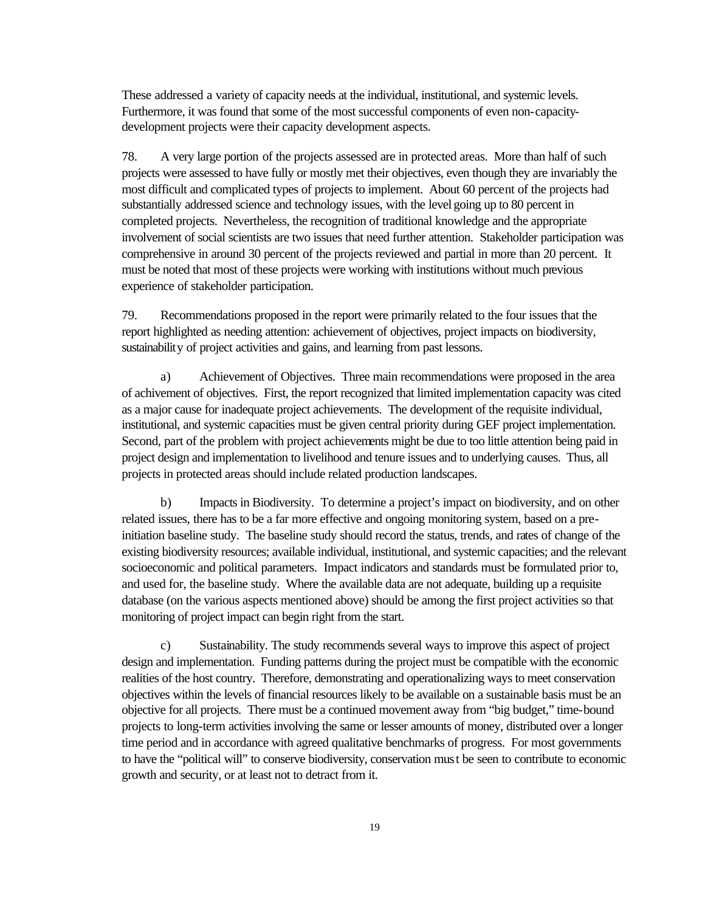These addressed a variety of capacity needs at the individual, institutional, and systemic levels. Furthermore, it was found that some of the most successful components of even non-capacity-development projects were their capacity development aspects.

78. A very large portion of the projects assessed are in protected areas. More than half of such projects were assessed to have fully or mostly met their objectives, even though they are invariably the most difficult and complicated types of projects to implement. About 60 percent of the projects had substantially addressed science and technology issues, with the level going up to 80 percent in completed projects. Nevertheless, the recognition of traditional knowledge and the appropriate involvement of social scientists are two issues that need further attention. Stakeholder participation was comprehensive in around 30 percent of the projects reviewed and partial in more than 20 percent. It must be noted that most of these projects were working with institutions without much previous experience of stakeholder participation.

79. Recommendations proposed in the report were primarily related to the four issues that the report highlighted as needing attention: achievement of objectives, project impacts on biodiversity, sustainability of project activities and gains, and learning from past lessons.

a) Achievement of Objectives. Three main recommendations were proposed in the area of achivement of objectives. First, the report recognized that limited implementation capacity was cited as a major cause for inadequate project achievements. The development of the requisite individual, institutional, and systemic capacities must be given central priority during GEF project implementation. Second, part of the problem with project achievements might be due to too little attention being paid in project design and implementation to livelihood and tenure issues and to underlying causes. Thus, all projects in protected areas should include related production landscapes.

b) Impacts in Biodiversity. To determine a project's impact on biodiversity, and on other related issues, there has to be a far more effective and ongoing monitoring system, based on a pre-initiation baseline study. The baseline study should record the status, trends, and rates of change of the existing biodiversity resources; available individual, institutional, and systemic capacities; and the relevant socioeconomic and political parameters. Impact indicators and standards must be formulated prior to, and used for, the baseline study. Where the available data are not adequate, building up a requisite database (on the various aspects mentioned above) should be among the first project activities so that monitoring of project impact can begin right from the start.

c) Sustainability. The study recommends several ways to improve this aspect of project design and implementation. Funding patterns during the project must be compatible with the economic realities of the host country. Therefore, demonstrating and operationalizing ways to meet conservation objectives within the levels of financial resources likely to be available on a sustainable basis must be an objective for all projects. There must be a continued movement away from "big budget," time-bound projects to long-term activities involving the same or lesser amounts of money, distributed over a longer time period and in accordance with agreed qualitative benchmarks of progress. For most governments to have the "political will" to conserve biodiversity, conservation must be seen to contribute to economic growth and security, or at least not to detract from it.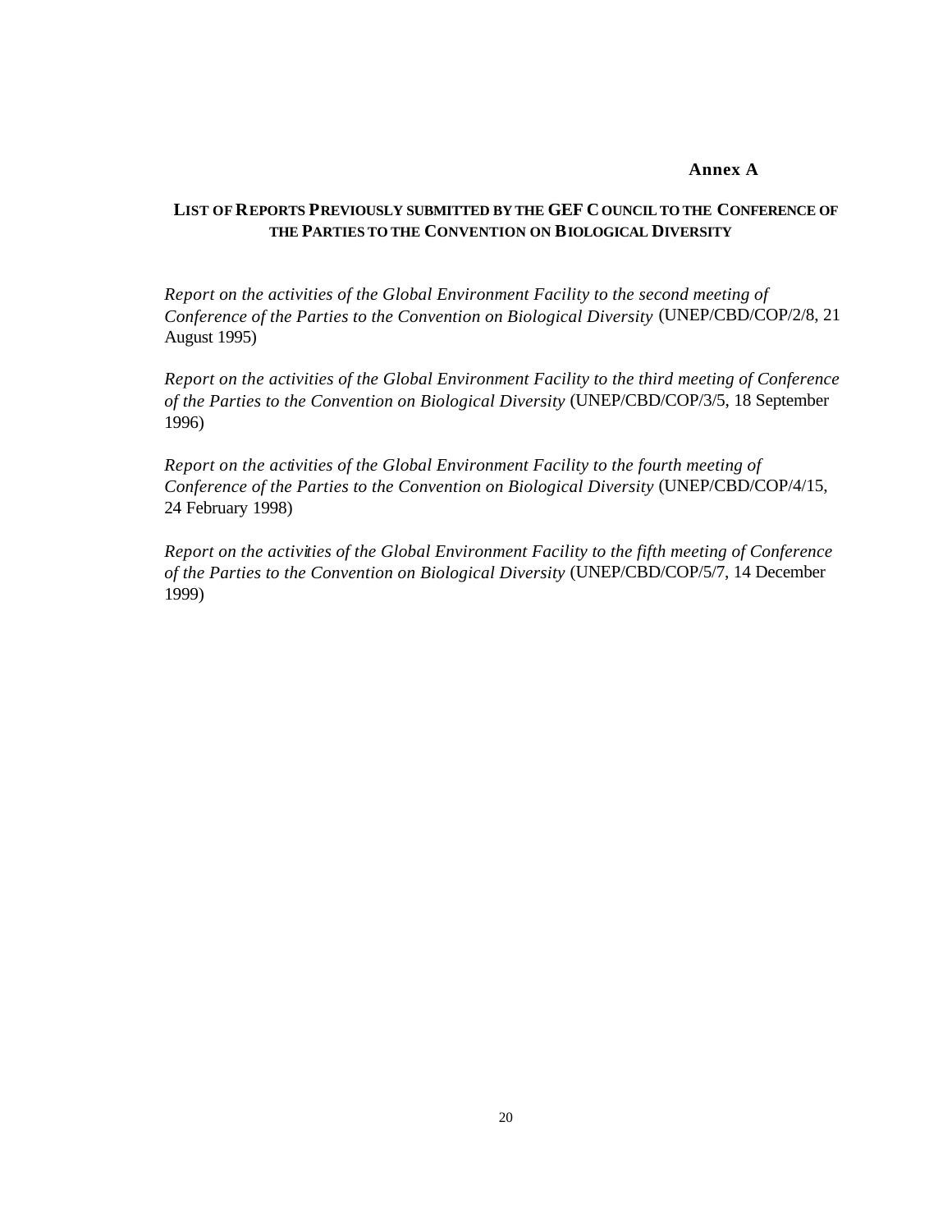**Annex A**

## LIST OF REPORTS PREVIOUSLY SUBMITTED BY THE GEF COUNCIL TO THE CONFERENCE OF THE PARTIES TO THE CONVENTION ON BIOLOGICAL DIVERSITY

*Report on the activities of the Global Environment Facility to the second meeting of Conference of the Parties to the Convention on Biological Diversity* (UNEP/CBD/COP/2/8, 21 August 1995)

*Report on the activities of the Global Environment Facility to the third meeting of Conference of the Parties to the Convention on Biological Diversity* (UNEP/CBD/COP/3/5, 18 September 1996)

*Report on the activities of the Global Environment Facility to the fourth meeting of Conference of the Parties to the Convention on Biological Diversity* (UNEP/CBD/COP/4/15, 24 February 1998)

*Report on the activities of the Global Environment Facility to the fifth meeting of Conference of the Parties to the Convention on Biological Diversity* (UNEP/CBD/COP/5/7, 14 December 1999)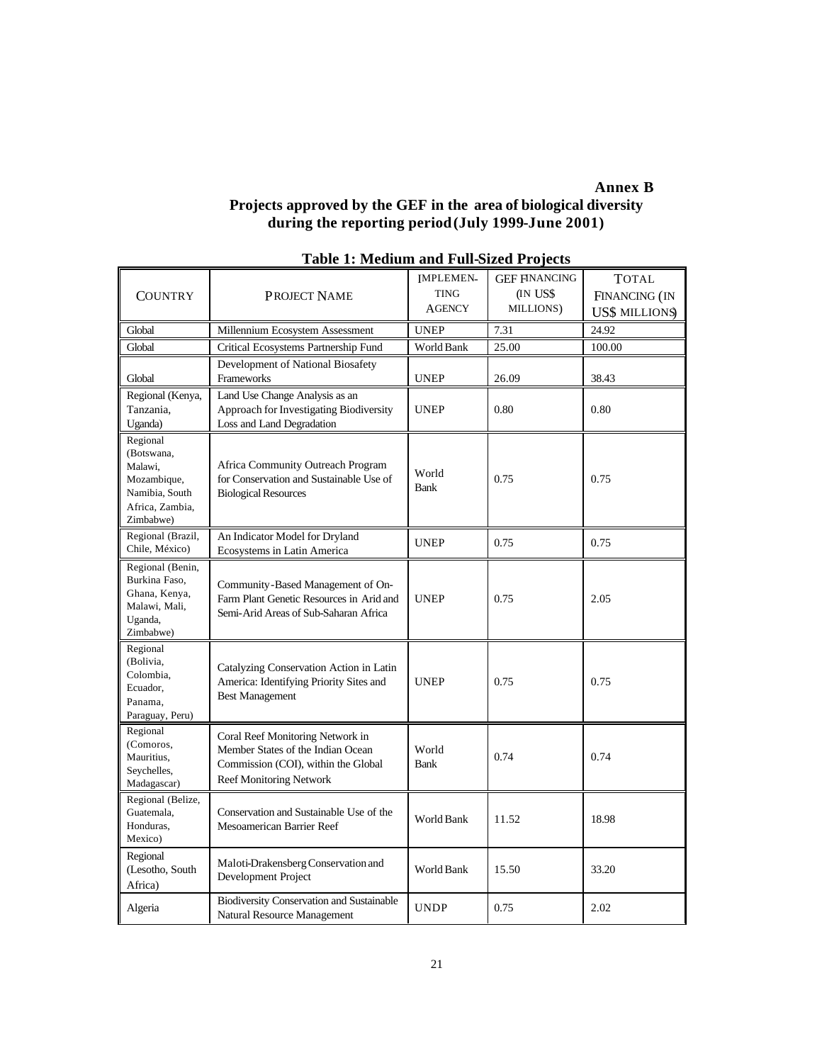**Annex B**

## Projects approved by the GEF in the area of biological diversity during the reporting period (July 1999-June 2001)

### Table 1: Medium and Full-Sized Projects

| COUNTRY | PROJECT NAME | IMPLEMENTING AGENCY | GEF FINANCING (IN US$ MILLIONS) | TOTAL FINANCING (IN US$ MILLIONS) |
|---|---|---|---|---|
| Global | Millennium Ecosystem Assessment | UNEP | 7.31 | 24.92 |
| Global | Critical Ecosystems Partnership Fund | World Bank | 25.00 | 100.00 |
| Global | Development of National Biosafety Frameworks | UNEP | 26.09 | 38.43 |
| Regional (Kenya, Tanzania, Uganda) | Land Use Change Analysis as an Approach for Investigating Biodiversity Loss and Land Degradation | UNEP | 0.80 | 0.80 |
| Regional (Botswana, Malawi, Mozambique, Namibia, South Africa, Zambia, Zimbabwe) | Africa Community Outreach Program for Conservation and Sustainable Use of Biological Resources | World Bank | 0.75 | 0.75 |
| Regional (Brazil, Chile, México) | An Indicator Model for Dryland Ecosystems in Latin America | UNEP | 0.75 | 0.75 |
| Regional (Benin, Burkina Faso, Ghana, Kenya, Malawi, Mali, Uganda, Zimbabwe) | Community-Based Management of On-Farm Plant Genetic Resources in Arid and Semi-Arid Areas of Sub-Saharan Africa | UNEP | 0.75 | 2.05 |
| Regional (Bolivia, Colombia, Ecuador, Panama, Paraguay, Peru) | Catalyzing Conservation Action in Latin America: Identifying Priority Sites and Best Management | UNEP | 0.75 | 0.75 |
| Regional (Comoros, Mauritius, Seychelles, Madagascar) | Coral Reef Monitoring Network in Member States of the Indian Ocean Commission (COI), within the Global Reef Monitoring Network | World Bank | 0.74 | 0.74 |
| Regional (Belize, Guatemala, Honduras, Mexico) | Conservation and Sustainable Use of the Mesoamerican Barrier Reef | World Bank | 11.52 | 18.98 |
| Regional (Lesotho, South Africa) | Maloti-Drakensberg Conservation and Development Project | World Bank | 15.50 | 33.20 |
| Algeria | Biodiversity Conservation and Sustainable Natural Resource Management | UNDP | 0.75 | 2.02 |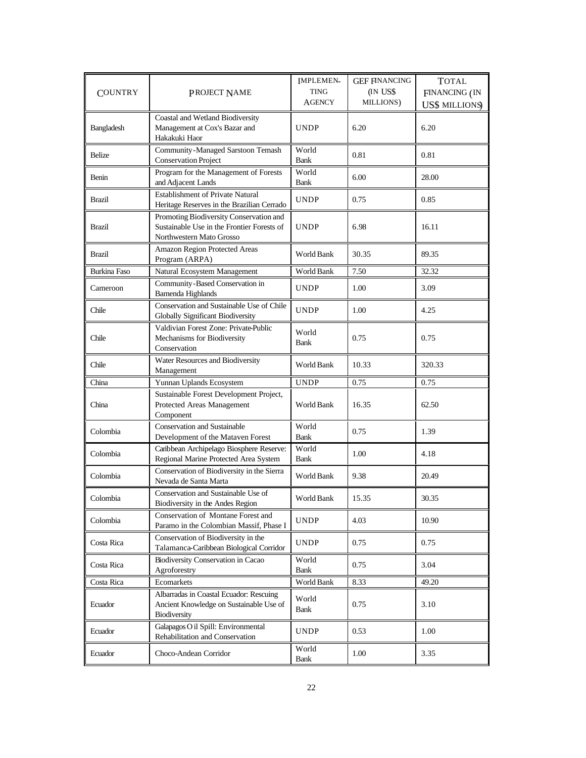| COUNTRY | PROJECT NAME | IMPLEMENTING AGENCY | GEF FINANCING (IN US$ MILLIONS) | TOTAL FINANCING (IN US$ MILLIONS) |
|---|---|---|---|---|
| Bangladesh | Coastal and Wetland Biodiversity Management at Cox's Bazar and Hakakuki Haor | UNDP | 6.20 | 6.20 |
| Belize | Community-Managed Sarstoon Temash Conservation Project | World Bank | 0.81 | 0.81 |
| Benin | Program for the Management of Forests and Adjacent Lands | World Bank | 6.00 | 28.00 |
| Brazil | Establishment of Private Natural Heritage Reserves in the Brazilian Cerrado | UNDP | 0.75 | 0.85 |
| Brazil | Promoting Biodiversity Conservation and Sustainable Use in the Frontier Forests of Northwestern Mato Grosso | UNDP | 6.98 | 16.11 |
| Brazil | Amazon Region Protected Areas Program (ARPA) | World Bank | 30.35 | 89.35 |
| Burkina Faso | Natural Ecosystem Management | World Bank | 7.50 | 32.32 |
| Cameroon | Community-Based Conservation in Bamenda Highlands | UNDP | 1.00 | 3.09 |
| Chile | Conservation and Sustainable Use of Chile Globally Significant Biodiversity | UNDP | 1.00 | 4.25 |
| Chile | Valdivian Forest Zone: Private-Public Mechanisms for Biodiversity Conservation | World Bank | 0.75 | 0.75 |
| Chile | Water Resources and Biodiversity Management | World Bank | 10.33 | 320.33 |
| China | Yunnan Uplands Ecosystem | UNDP | 0.75 | 0.75 |
| China | Sustainable Forest Development Project, Protected Areas Management Component | World Bank | 16.35 | 62.50 |
| Colombia | Conservation and Sustainable Development of the Mataven Forest | World Bank | 0.75 | 1.39 |
| Colombia | Caribbean Archipelago Biosphere Reserve: Regional Marine Protected Area System | World Bank | 1.00 | 4.18 |
| Colombia | Conservation of Biodiversity in the Sierra Nevada de Santa Marta | World Bank | 9.38 | 20.49 |
| Colombia | Conservation and Sustainable Use of Biodiversity in the Andes Region | World Bank | 15.35 | 30.35 |
| Colombia | Conservation of Montane Forest and Paramo in the Colombian Massif, Phase I | UNDP | 4.03 | 10.90 |
| Costa Rica | Conservation of Biodiversity in the Talamanca-Caribbean Biological Corridor | UNDP | 0.75 | 0.75 |
| Costa Rica | Biodiversity Conservation in Cacao Agroforestry | World Bank | 0.75 | 3.04 |
| Costa Rica | Ecomarkets | World Bank | 8.33 | 49.20 |
| Ecuador | Albarradas in Coastal Ecuador: Rescuing Ancient Knowledge on Sustainable Use of Biodiversity | World Bank | 0.75 | 3.10 |
| Ecuador | Galapagos Oil Spill: Environmental Rehabilitation and Conservation | UNDP | 0.53 | 1.00 |
| Ecuador | Choco-Andean Corridor | World Bank | 1.00 | 3.35 |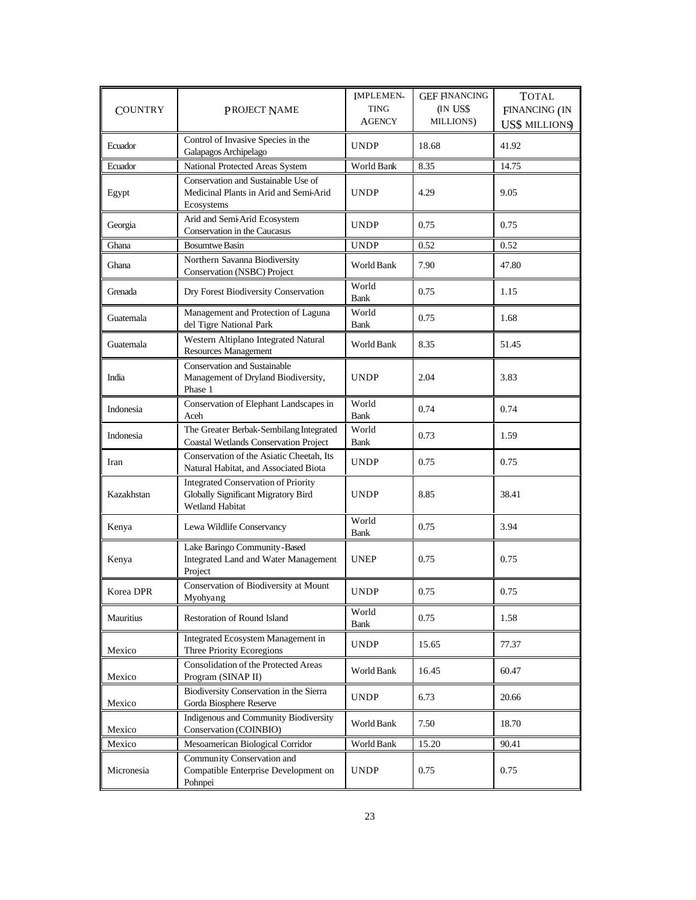| COUNTRY | PROJECT NAME | IMPLEMEN-TING AGENCY | GEF FINANCING (IN US$ MILLIONS) | TOTAL FINANCING (IN US$ MILLIONS) |
|---|---|---|---|---|
| Ecuador | Control of Invasive Species in the Galapagos Archipelago | UNDP | 18.68 | 41.92 |
| Ecuador | National Protected Areas System | World Bank | 8.35 | 14.75 |
| Egypt | Conservation and Sustainable Use of Medicinal Plants in Arid and Semi-Arid Ecosystems | UNDP | 4.29 | 9.05 |
| Georgia | Arid and Semi-Arid Ecosystem Conservation in the Caucasus | UNDP | 0.75 | 0.75 |
| Ghana | Bosumtwe Basin | UNDP | 0.52 | 0.52 |
| Ghana | Northern Savanna Biodiversity Conservation (NSBC) Project | World Bank | 7.90 | 47.80 |
| Grenada | Dry Forest Biodiversity Conservation | World Bank | 0.75 | 1.15 |
| Guatemala | Management and Protection of Laguna del Tigre National Park | World Bank | 0.75 | 1.68 |
| Guatemala | Western Altiplano Integrated Natural Resources Management | World Bank | 8.35 | 51.45 |
| India | Conservation and Sustainable Management of Dryland Biodiversity, Phase 1 | UNDP | 2.04 | 3.83 |
| Indonesia | Conservation of Elephant Landscapes in Aceh | World Bank | 0.74 | 0.74 |
| Indonesia | The Greater Berbak-Sembilang Integrated Coastal Wetlands Conservation Project | World Bank | 0.73 | 1.59 |
| Iran | Conservation of the Asiatic Cheetah, Its Natural Habitat, and Associated Biota | UNDP | 0.75 | 0.75 |
| Kazakhstan | Integrated Conservation of Priority Globally Significant Migratory Bird Wetland Habitat | UNDP | 8.85 | 38.41 |
| Kenya | Lewa Wildlife Conservancy | World Bank | 0.75 | 3.94 |
| Kenya | Lake Baringo Community-Based Integrated Land and Water Management Project | UNEP | 0.75 | 0.75 |
| Korea DPR | Conservation of Biodiversity at Mount Myohyang | UNDP | 0.75 | 0.75 |
| Mauritius | Restoration of Round Island | World Bank | 0.75 | 1.58 |
| Mexico | Integrated Ecosystem Management in Three Priority Ecoregions | UNDP | 15.65 | 77.37 |
| Mexico | Consolidation of the Protected Areas Program (SINAP II) | World Bank | 16.45 | 60.47 |
| Mexico | Biodiversity Conservation in the Sierra Gorda Biosphere Reserve | UNDP | 6.73 | 20.66 |
| Mexico | Indigenous and Community Biodiversity Conservation (COINBIO) | World Bank | 7.50 | 18.70 |
| Mexico | Mesoamerican Biological Corridor | World Bank | 15.20 | 90.41 |
| Micronesia | Community Conservation and Compatible Enterprise Development on Pohnpei | UNDP | 0.75 | 0.75 |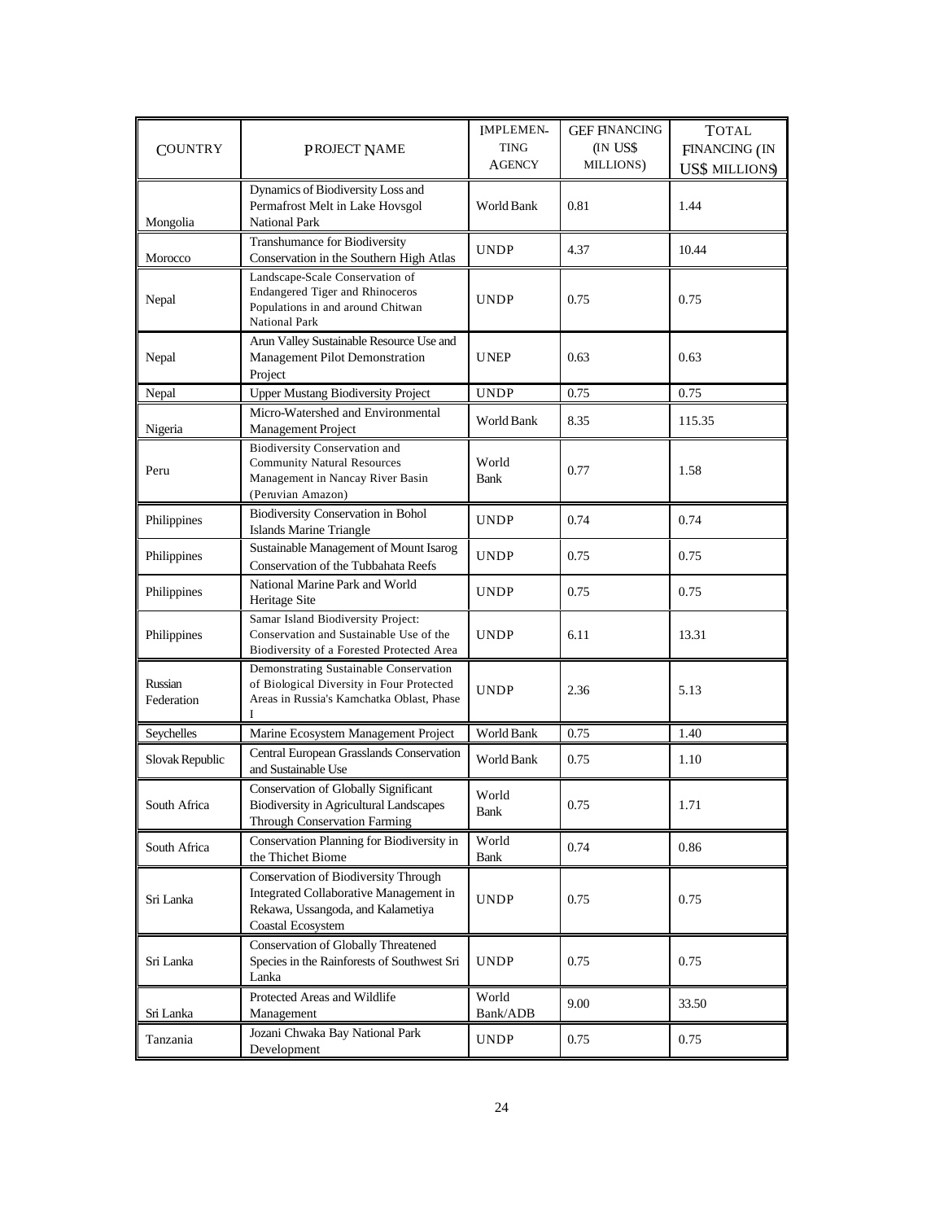| Country | Project Name | Implemen-ting Agency | GEF Financing (in US$ millions) | Total Financing (in US$ millions) |
|---|---|---|---|---|
| Mongolia | Dynamics of Biodiversity Loss and Permafrost Melt in Lake Hovsgol National Park | World Bank | 0.81 | 1.44 |
| Morocco | Transhumance for Biodiversity Conservation in the Southern High Atlas | UNDP | 4.37 | 10.44 |
| Nepal | Landscape-Scale Conservation of Endangered Tiger and Rhinoceros Populations in and around Chitwan National Park | UNDP | 0.75 | 0.75 |
| Nepal | Arun Valley Sustainable Resource Use and Management Pilot Demonstration Project | UNEP | 0.63 | 0.63 |
| Nepal | Upper Mustang Biodiversity Project | UNDP | 0.75 | 0.75 |
| Nigeria | Micro-Watershed and Environmental Management Project | World Bank | 8.35 | 115.35 |
| Peru | Biodiversity Conservation and Community Natural Resources Management in Nancay River Basin (Peruvian Amazon) | World Bank | 0.77 | 1.58 |
| Philippines | Biodiversity Conservation in Bohol Islands Marine Triangle | UNDP | 0.74 | 0.74 |
| Philippines | Sustainable Management of Mount Isarog Conservation of the Tubbahata Reefs | UNDP | 0.75 | 0.75 |
| Philippines | National Marine Park and World Heritage Site | UNDP | 0.75 | 0.75 |
| Philippines | Samar Island Biodiversity Project: Conservation and Sustainable Use of the Biodiversity of a Forested Protected Area | UNDP | 6.11 | 13.31 |
| Russian Federation | Demonstrating Sustainable Conservation of Biological Diversity in Four Protected Areas in Russia's Kamchatka Oblast, Phase I | UNDP | 2.36 | 5.13 |
| Seychelles | Marine Ecosystem Management Project | World Bank | 0.75 | 1.40 |
| Slovak Republic | Central European Grasslands Conservation and Sustainable Use | World Bank | 0.75 | 1.10 |
| South Africa | Conservation of Globally Significant Biodiversity in Agricultural Landscapes Through Conservation Farming | World Bank | 0.75 | 1.71 |
| South Africa | Conservation Planning for Biodiversity in the Thichet Biome | World Bank | 0.74 | 0.86 |
| Sri Lanka | Conservation of Biodiversity Through Integrated Collaborative Management in Rekawa, Ussangoda, and Kalametiya Coastal Ecosystem | UNDP | 0.75 | 0.75 |
| Sri Lanka | Conservation of Globally Threatened Species in the Rainforests of Southwest Sri Lanka | UNDP | 0.75 | 0.75 |
| Sri Lanka | Protected Areas and Wildlife Management | World Bank/ADB | 9.00 | 33.50 |
| Tanzania | Jozani Chwaka Bay National Park Development | UNDP | 0.75 | 0.75 |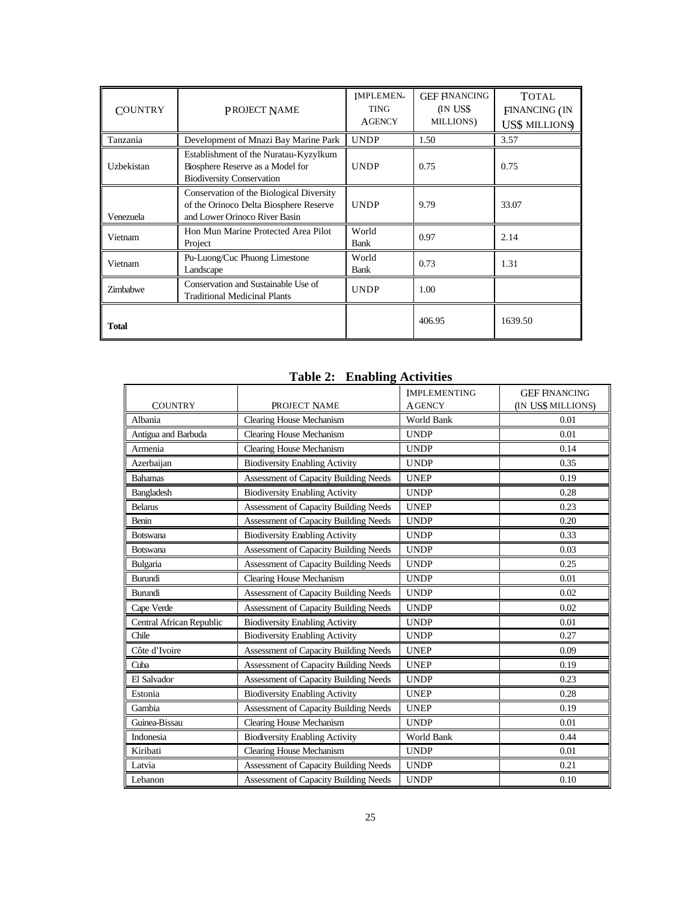| Country | Project Name | Implementing Agency | GEF Financing (in US$ millions) | Total Financing (in US$ millions) |
|---|---|---|---|---|
| Tanzania | Development of Mnazi Bay Marine Park | UNDP | 1.50 | 3.57 |
| Uzbekistan | Establishment of the Nuratau-Kyzylkum Biosphere Reserve as a Model for Biodiversity Conservation | UNDP | 0.75 | 0.75 |
| Venezuela | Conservation of the Biological Diversity of the Orinoco Delta Biosphere Reserve and Lower Orinoco River Basin | UNDP | 9.79 | 33.07 |
| Vietnam | Hon Mun Marine Protected Area Pilot Project | World Bank | 0.97 | 2.14 |
| Vietnam | Pu-Luong/Cuc Phuong Limestone Landscape | World Bank | 0.73 | 1.31 |
| Zimbabwe | Conservation and Sustainable Use of Traditional Medicinal Plants | UNDP | 1.00 | |
| **Total** | | | 406.95 | 1639.50 |

## Table 2: Enabling Activities

| Country | Project Name | Implementing Agency | GEF Financing (in US$ millions) |
|---|---|---|---|
| Albania | Clearing House Mechanism | World Bank | 0.01 |
| Antigua and Barbuda | Clearing House Mechanism | UNDP | 0.01 |
| Armenia | Clearing House Mechanism | UNDP | 0.14 |
| Azerbaijan | Biodiversity Enabling Activity | UNDP | 0.35 |
| Bahamas | Assessment of Capacity Building Needs | UNEP | 0.19 |
| Bangladesh | Biodiversity Enabling Activity | UNDP | 0.28 |
| Belarus | Assessment of Capacity Building Needs | UNEP | 0.23 |
| Benin | Assessment of Capacity Building Needs | UNDP | 0.20 |
| Botswana | Biodiversity Enabling Activity | UNDP | 0.33 |
| Botswana | Assessment of Capacity Building Needs | UNDP | 0.03 |
| Bulgaria | Assessment of Capacity Building Needs | UNDP | 0.25 |
| Burundi | Clearing House Mechanism | UNDP | 0.01 |
| Burundi | Assessment of Capacity Building Needs | UNDP | 0.02 |
| Cape Verde | Assessment of Capacity Building Needs | UNDP | 0.02 |
| Central African Republic | Biodiversity Enabling Activity | UNDP | 0.01 |
| Chile | Biodiversity Enabling Activity | UNDP | 0.27 |
| Côte d'Ivoire | Assessment of Capacity Building Needs | UNEP | 0.09 |
| Cuba | Assessment of Capacity Building Needs | UNEP | 0.19 |
| El Salvador | Assessment of Capacity Building Needs | UNDP | 0.23 |
| Estonia | Biodiversity Enabling Activity | UNEP | 0.28 |
| Gambia | Assessment of Capacity Building Needs | UNEP | 0.19 |
| Guinea-Bissau | Clearing House Mechanism | UNDP | 0.01 |
| Indonesia | Biodiversity Enabling Activity | World Bank | 0.44 |
| Kiribati | Clearing House Mechanism | UNDP | 0.01 |
| Latvia | Assessment of Capacity Building Needs | UNDP | 0.21 |
| Lebanon | Assessment of Capacity Building Needs | UNDP | 0.10 |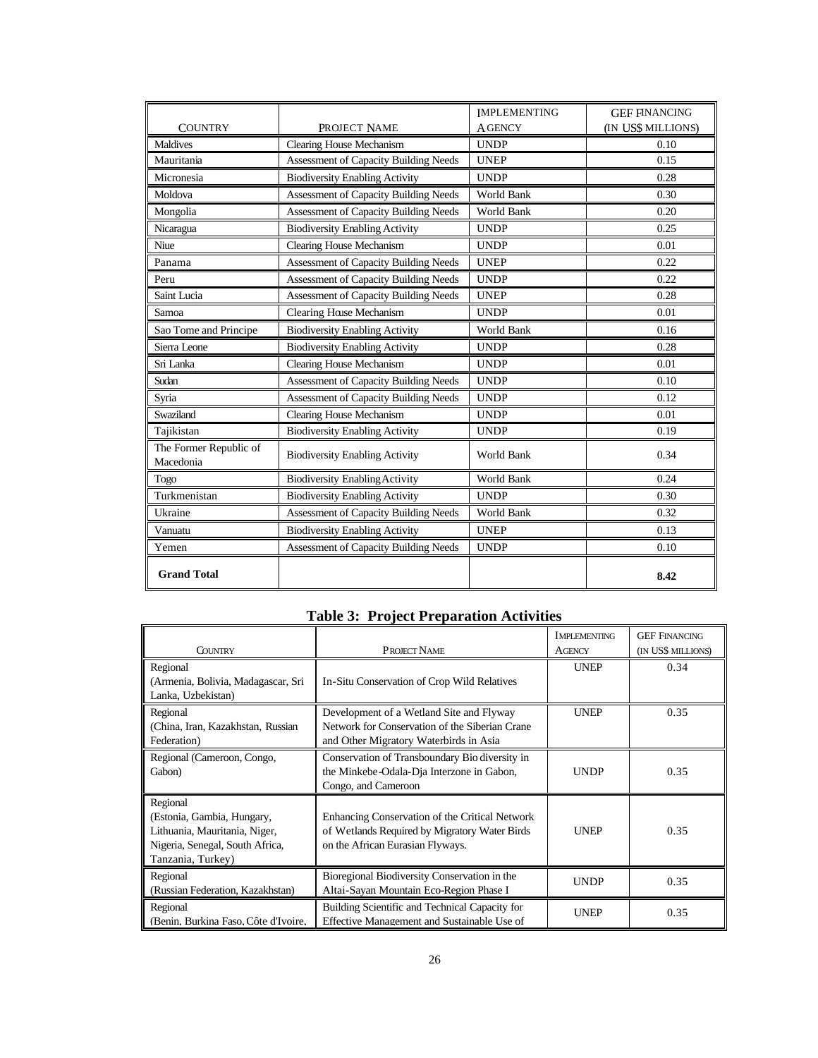| Country | Project Name | Implementing Agency | GEF Financing (in US$ millions) |
|---|---|---|---|
| Maldives | Clearing House Mechanism | UNDP | 0.10 |
| Mauritania | Assessment of Capacity Building Needs | UNEP | 0.15 |
| Micronesia | Biodiversity Enabling Activity | UNDP | 0.28 |
| Moldova | Assessment of Capacity Building Needs | World Bank | 0.30 |
| Mongolia | Assessment of Capacity Building Needs | World Bank | 0.20 |
| Nicaragua | Biodiversity Enabling Activity | UNDP | 0.25 |
| Niue | Clearing House Mechanism | UNDP | 0.01 |
| Panama | Assessment of Capacity Building Needs | UNEP | 0.22 |
| Peru | Assessment of Capacity Building Needs | UNDP | 0.22 |
| Saint Lucia | Assessment of Capacity Building Needs | UNEP | 0.28 |
| Samoa | Clearing House Mechanism | UNDP | 0.01 |
| Sao Tome and Principe | Biodiversity Enabling Activity | World Bank | 0.16 |
| Sierra Leone | Biodiversity Enabling Activity | UNDP | 0.28 |
| Sri Lanka | Clearing House Mechanism | UNDP | 0.01 |
| Sudan | Assessment of Capacity Building Needs | UNDP | 0.10 |
| Syria | Assessment of Capacity Building Needs | UNDP | 0.12 |
| Swaziland | Clearing House Mechanism | UNDP | 0.01 |
| Tajikistan | Biodiversity Enabling Activity | UNDP | 0.19 |
| The Former Republic of Macedonia | Biodiversity Enabling Activity | World Bank | 0.34 |
| Togo | Biodiversity Enabling Activity | World Bank | 0.24 |
| Turkmenistan | Biodiversity Enabling Activity | UNDP | 0.30 |
| Ukraine | Assessment of Capacity Building Needs | World Bank | 0.32 |
| Vanuatu | Biodiversity Enabling Activity | UNEP | 0.13 |
| Yemen | Assessment of Capacity Building Needs | UNDP | 0.10 |
| **Grand Total** | | | **8.42** |

## Table 3: Project Preparation Activities

| Country | Project Name | Implementing Agency | GEF Financing (in US$ millions) |
|---|---|---|---|
| Regional (Armenia, Bolivia, Madagascar, Sri Lanka, Uzbekistan) | In-Situ Conservation of Crop Wild Relatives | UNEP | 0.34 |
| Regional (China, Iran, Kazakhstan, Russian Federation) | Development of a Wetland Site and Flyway Network for Conservation of the Siberian Crane and Other Migratory Waterbirds in Asia | UNEP | 0.35 |
| Regional (Cameroon, Congo, Gabon) | Conservation of Transboundary Bio diversity in the Minkebe-Odala-Dja Interzone in Gabon, Congo, and Cameroon | UNDP | 0.35 |
| Regional (Estonia, Gambia, Hungary, Lithuania, Mauritania, Niger, Nigeria, Senegal, South Africa, Tanzania, Turkey) | Enhancing Conservation of the Critical Network of Wetlands Required by Migratory Water Birds on the African Eurasian Flyways. | UNEP | 0.35 |
| Regional (Russian Federation, Kazakhstan) | Bioregional Biodiversity Conservation in the Altai-Sayan Mountain Eco-Region Phase I | UNDP | 0.35 |
| Regional (Benin, Burkina Faso, Côte d'Ivoire, | Building Scientific and Technical Capacity for Effective Management and Sustainable Use of | UNEP | 0.35 |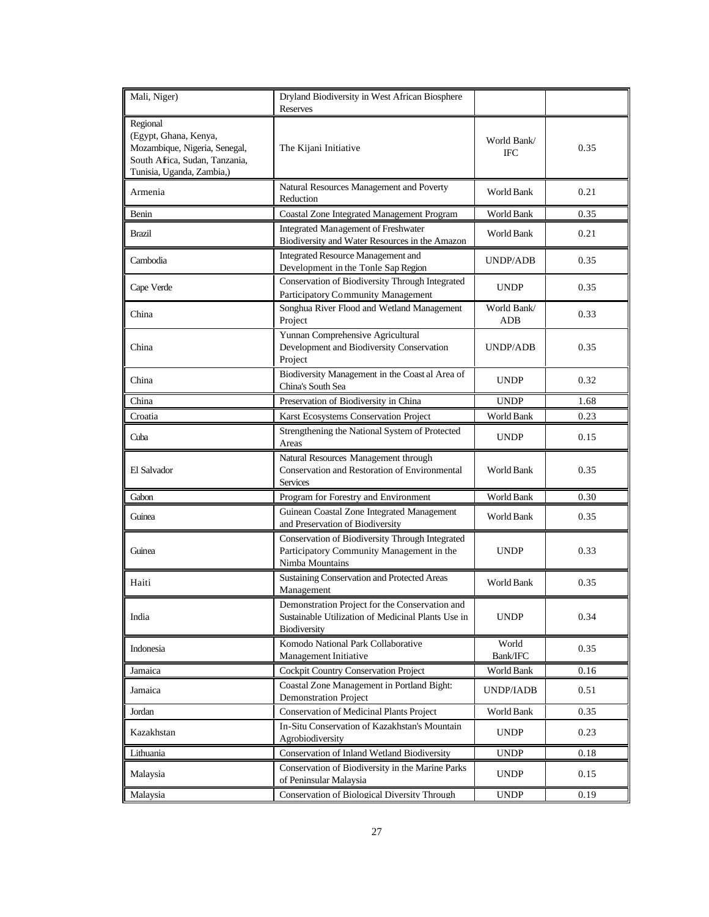| Mali, Niger) | Dryland Biodiversity in West African Biosphere Reserves | | |
|---|---|---|---|
| Regional (Egypt, Ghana, Kenya, Mozambique, Nigeria, Senegal, South Africa, Sudan, Tanzania, Tunisia, Uganda, Zambia,) | The Kijani Initiative | World Bank/ IFC | 0.35 |
| Armenia | Natural Resources Management and Poverty Reduction | World Bank | 0.21 |
| Benin | Coastal Zone Integrated Management Program | World Bank | 0.35 |
| Brazil | Integrated Management of Freshwater Biodiversity and Water Resources in the Amazon | World Bank | 0.21 |
| Cambodia | Integrated Resource Management and Development in the Tonle Sap Region | UNDP/ADB | 0.35 |
| Cape Verde | Conservation of Biodiversity Through Integrated Participatory Community Management | UNDP | 0.35 |
| China | Songhua River Flood and Wetland Management Project | World Bank/ ADB | 0.33 |
| China | Yunnan Comprehensive Agricultural Development and Biodiversity Conservation Project | UNDP/ADB | 0.35 |
| China | Biodiversity Management in the Coastal Area of China's South Sea | UNDP | 0.32 |
| China | Preservation of Biodiversity in China | UNDP | 1.68 |
| Croatia | Karst Ecosystems Conservation Project | World Bank | 0.23 |
| Cuba | Strengthening the National System of Protected Areas | UNDP | 0.15 |
| El Salvador | Natural Resources Management through Conservation and Restoration of Environmental Services | World Bank | 0.35 |
| Gabon | Program for Forestry and Environment | World Bank | 0.30 |
| Guinea | Guinean Coastal Zone Integrated Management and Preservation of Biodiversity | World Bank | 0.35 |
| Guinea | Conservation of Biodiversity Through Integrated Participatory Community Management in the Nimba Mountains | UNDP | 0.33 |
| Haiti | Sustaining Conservation and Protected Areas Management | World Bank | 0.35 |
| India | Demonstration Project for the Conservation and Sustainable Utilization of Medicinal Plants Use in Biodiversity | UNDP | 0.34 |
| Indonesia | Komodo National Park Collaborative Management Initiative | World Bank/IFC | 0.35 |
| Jamaica | Cockpit Country Conservation Project | World Bank | 0.16 |
| Jamaica | Coastal Zone Management in Portland Bight: Demonstration Project | UNDP/IADB | 0.51 |
| Jordan | Conservation of Medicinal Plants Project | World Bank | 0.35 |
| Kazakhstan | In-Situ Conservation of Kazakhstan's Mountain Agrobiodiversity | UNDP | 0.23 |
| Lithuania | Conservation of Inland Wetland Biodiversity | UNDP | 0.18 |
| Malaysia | Conservation of Biodiversity in the Marine Parks of Peninsular Malaysia | UNDP | 0.15 |
| Malaysia | Conservation of Biological Diversity Through | UNDP | 0.19 |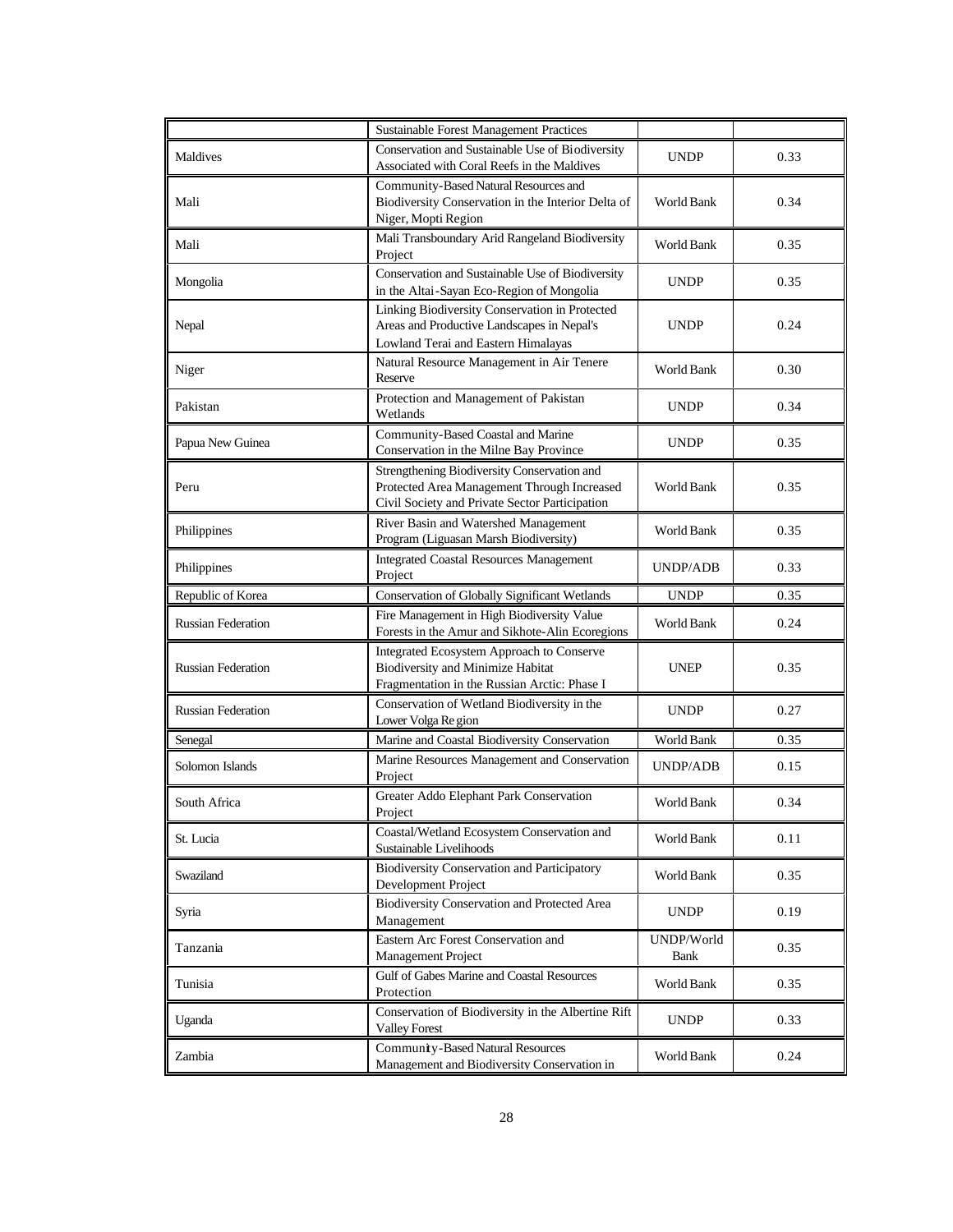| | | | |
|---|---|---|---|
| | Sustainable Forest Management Practices | | |
| Maldives | Conservation and Sustainable Use of Biodiversity Associated with Coral Reefs in the Maldives | UNDP | 0.33 |
| Mali | Community-Based Natural Resources and Biodiversity Conservation in the Interior Delta of Niger, Mopti Region | World Bank | 0.34 |
| Mali | Mali Transboundary Arid Rangeland Biodiversity Project | World Bank | 0.35 |
| Mongolia | Conservation and Sustainable Use of Biodiversity in the Altai-Sayan Eco-Region of Mongolia | UNDP | 0.35 |
| Nepal | Linking Biodiversity Conservation in Protected Areas and Productive Landscapes in Nepal's Lowland Terai and Eastern Himalayas | UNDP | 0.24 |
| Niger | Natural Resource Management in Air Tenere Reserve | World Bank | 0.30 |
| Pakistan | Protection and Management of Pakistan Wetlands | UNDP | 0.34 |
| Papua New Guinea | Community-Based Coastal and Marine Conservation in the Milne Bay Province | UNDP | 0.35 |
| Peru | Strengthening Biodiversity Conservation and Protected Area Management Through Increased Civil Society and Private Sector Participation | World Bank | 0.35 |
| Philippines | River Basin and Watershed Management Program (Liguasan Marsh Biodiversity) | World Bank | 0.35 |
| Philippines | Integrated Coastal Resources Management Project | UNDP/ADB | 0.33 |
| Republic of Korea | Conservation of Globally Significant Wetlands | UNDP | 0.35 |
| Russian Federation | Fire Management in High Biodiversity Value Forests in the Amur and Sikhote-Alin Ecoregions | World Bank | 0.24 |
| Russian Federation | Integrated Ecosystem Approach to Conserve Biodiversity and Minimize Habitat Fragmentation in the Russian Arctic: Phase I | UNEP | 0.35 |
| Russian Federation | Conservation of Wetland Biodiversity in the Lower Volga Region | UNDP | 0.27 |
| Senegal | Marine and Coastal Biodiversity Conservation | World Bank | 0.35 |
| Solomon Islands | Marine Resources Management and Conservation Project | UNDP/ADB | 0.15 |
| South Africa | Greater Addo Elephant Park Conservation Project | World Bank | 0.34 |
| St. Lucia | Coastal/Wetland Ecosystem Conservation and Sustainable Livelihoods | World Bank | 0.11 |
| Swaziland | Biodiversity Conservation and Participatory Development Project | World Bank | 0.35 |
| Syria | Biodiversity Conservation and Protected Area Management | UNDP | 0.19 |
| Tanzania | Eastern Arc Forest Conservation and Management Project | UNDP/World Bank | 0.35 |
| Tunisia | Gulf of Gabes Marine and Coastal Resources Protection | World Bank | 0.35 |
| Uganda | Conservation of Biodiversity in the Albertine Rift Valley Forest | UNDP | 0.33 |
| Zambia | Community-Based Natural Resources Management and Biodiversity Conservation in | World Bank | 0.24 |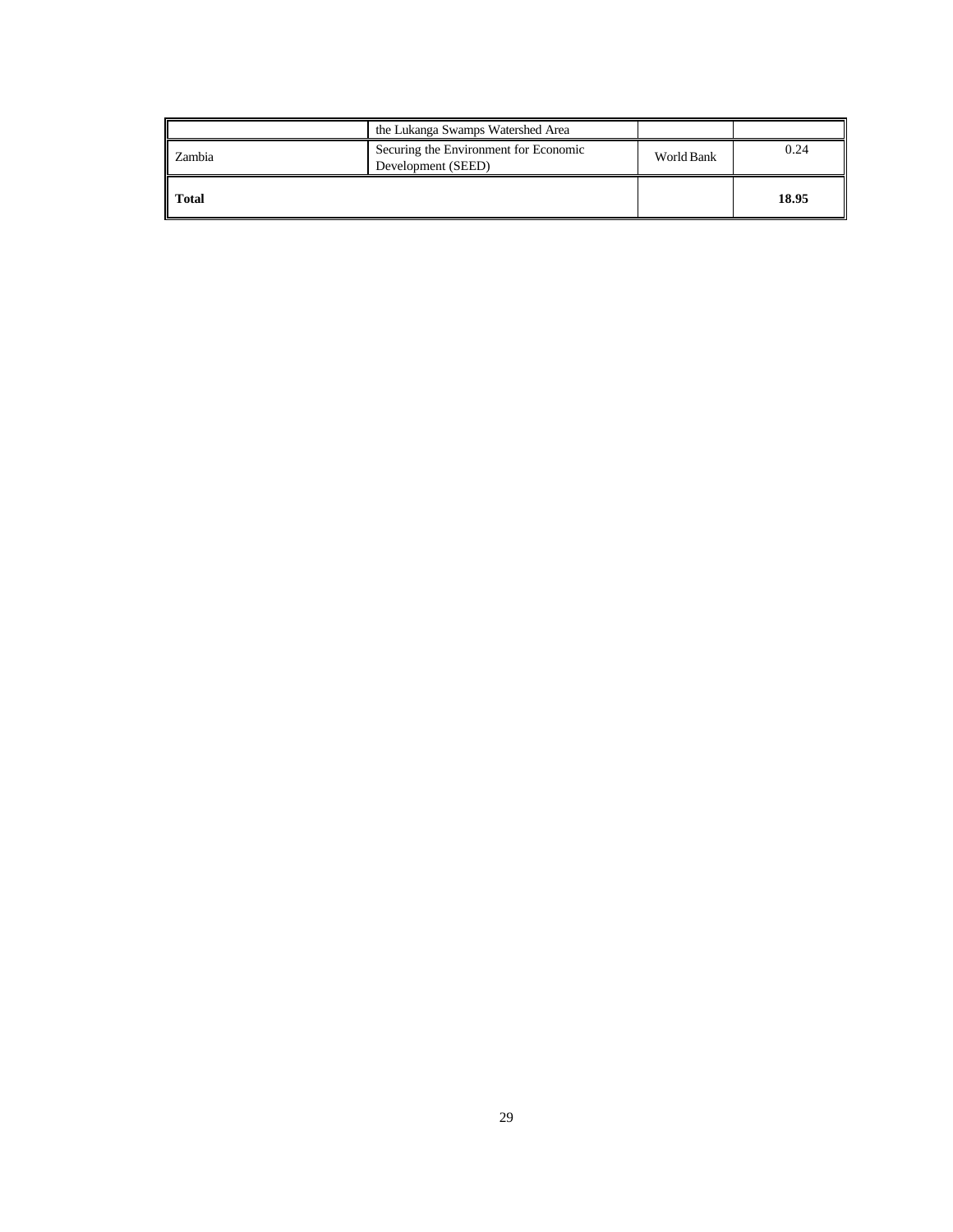| | | | |
|---|---|---|---|
| | the Lukanga Swamps Watershed Area | | |
| Zambia | Securing the Environment for Economic Development (SEED) | World Bank | 0.24 |
| **Total** | | | **18.95** |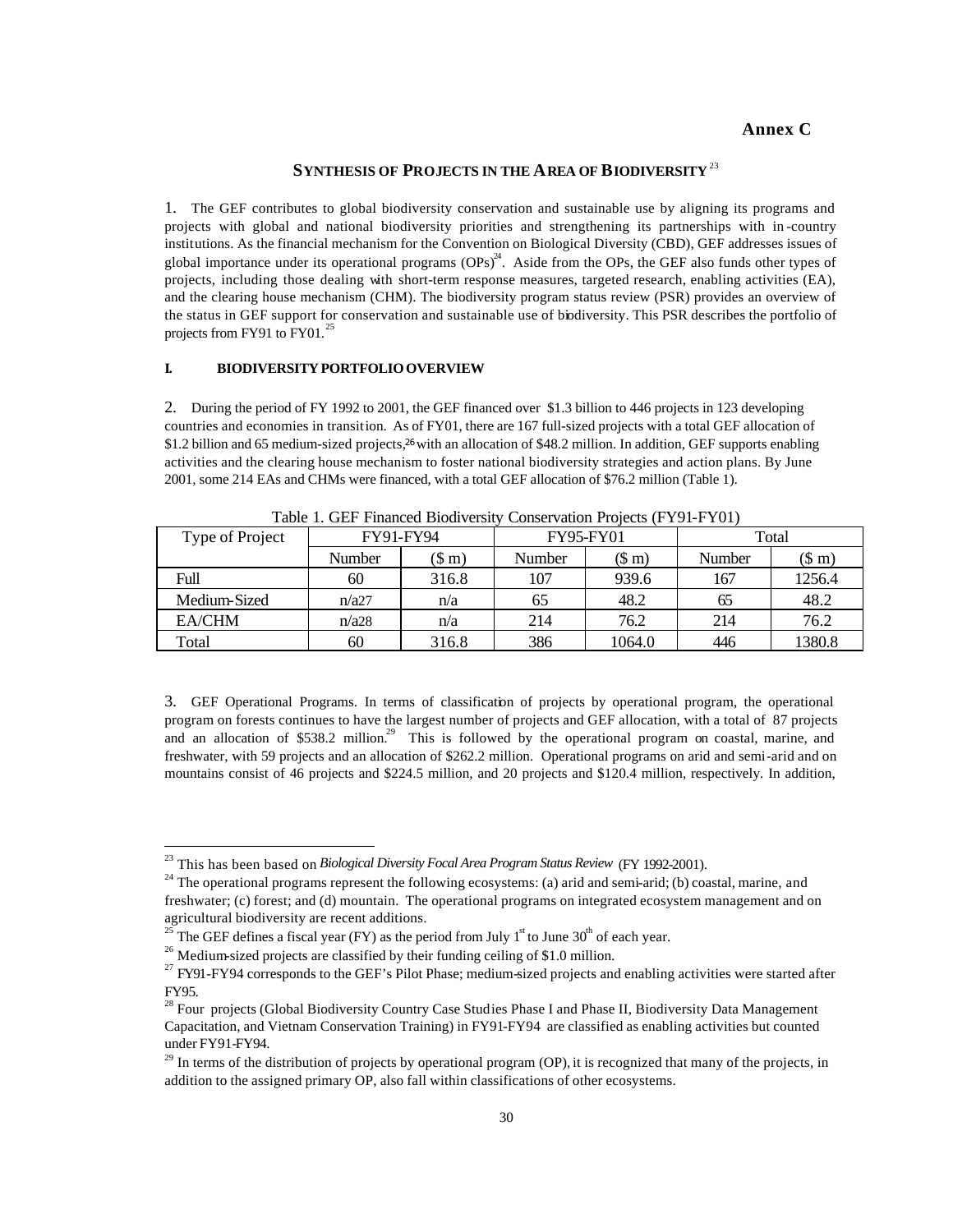**Annex C**

## SYNTHESIS OF PROJECTS IN THE AREA OF BIODIVERSITY[23]

1. The GEF contributes to global biodiversity conservation and sustainable use by aligning its programs and projects with global and national biodiversity priorities and strengthening its partnerships with in-country institutions. As the financial mechanism for the Convention on Biological Diversity (CBD), GEF addresses issues of global importance under its operational programs (OPs)[24]. Aside from the OPs, the GEF also funds other types of projects, including those dealing with short-term response measures, targeted research, enabling activities (EA), and the clearing house mechanism (CHM). The biodiversity program status review (PSR) provides an overview of the status in GEF support for conservation and sustainable use of biodiversity. This PSR describes the portfolio of projects from FY91 to FY01.[25]

### I. BIODIVERSITY PORTFOLIO OVERVIEW

2. During the period of FY 1992 to 2001, the GEF financed over $1.3 billion to 446 projects in 123 developing countries and economies in transition. As of FY01, there are 167 full-sized projects with a total GEF allocation of $1.2 billion and 65 medium-sized projects,[26] with an allocation of $48.2 million. In addition, GEF supports enabling activities and the clearing house mechanism to foster national biodiversity strategies and action plans. By June 2001, some 214 EAs and CHMs were financed, with a total GEF allocation of $76.2 million (Table 1).

Table 1. GEF Financed Biodiversity Conservation Projects (FY91-FY01)

| Type of Project | FY91-FY94 | | FY95-FY01 | | Total | |
|---|---|---|---|---|---|---|
| | Number | ($ m) | Number | ($ m) | Number | ($ m) |
| Full | 60 | 316.8 | 107 | 939.6 | 167 | 1256.4 |
| Medium-Sized | n/a[27] | n/a | 65 | 48.2 | 65 | 48.2 |
| EA/CHM | n/a[28] | n/a | 214 | 76.2 | 214 | 76.2 |
| Total | 60 | 316.8 | 386 | 1064.0 | 446 | 1380.8 |

3. GEF Operational Programs. In terms of classification of projects by operational program, the operational program on forests continues to have the largest number of projects and GEF allocation, with a total of 87 projects and an allocation of $538.2 million.[29] This is followed by the operational program on coastal, marine, and freshwater, with 59 projects and an allocation of $262.2 million. Operational programs on arid and semi-arid and on mountains consist of 46 projects and $224.5 million, and 20 projects and $120.4 million, respectively. In addition,

---

[23] This has been based on *Biological Diversity Focal Area Program Status Review* (FY 1992-2001).

[24] The operational programs represent the following ecosystems: (a) arid and semi-arid; (b) coastal, marine, and freshwater; (c) forest; and (d) mountain. The operational programs on integrated ecosystem management and on agricultural biodiversity are recent additions.

[25] The GEF defines a fiscal year (FY) as the period from July 1st to June 30th of each year.

[26] Medium-sized projects are classified by their funding ceiling of $1.0 million.

[27] FY91-FY94 corresponds to the GEF's Pilot Phase; medium-sized projects and enabling activities were started after FY95.

[28] Four projects (Global Biodiversity Country Case Studies Phase I and Phase II, Biodiversity Data Management Capacitation, and Vietnam Conservation Training) in FY91-FY94 are classified as enabling activities but counted under FY91-FY94.

[29] In terms of the distribution of projects by operational program (OP), it is recognized that many of the projects, in addition to the assigned primary OP, also fall within classifications of other ecosystems.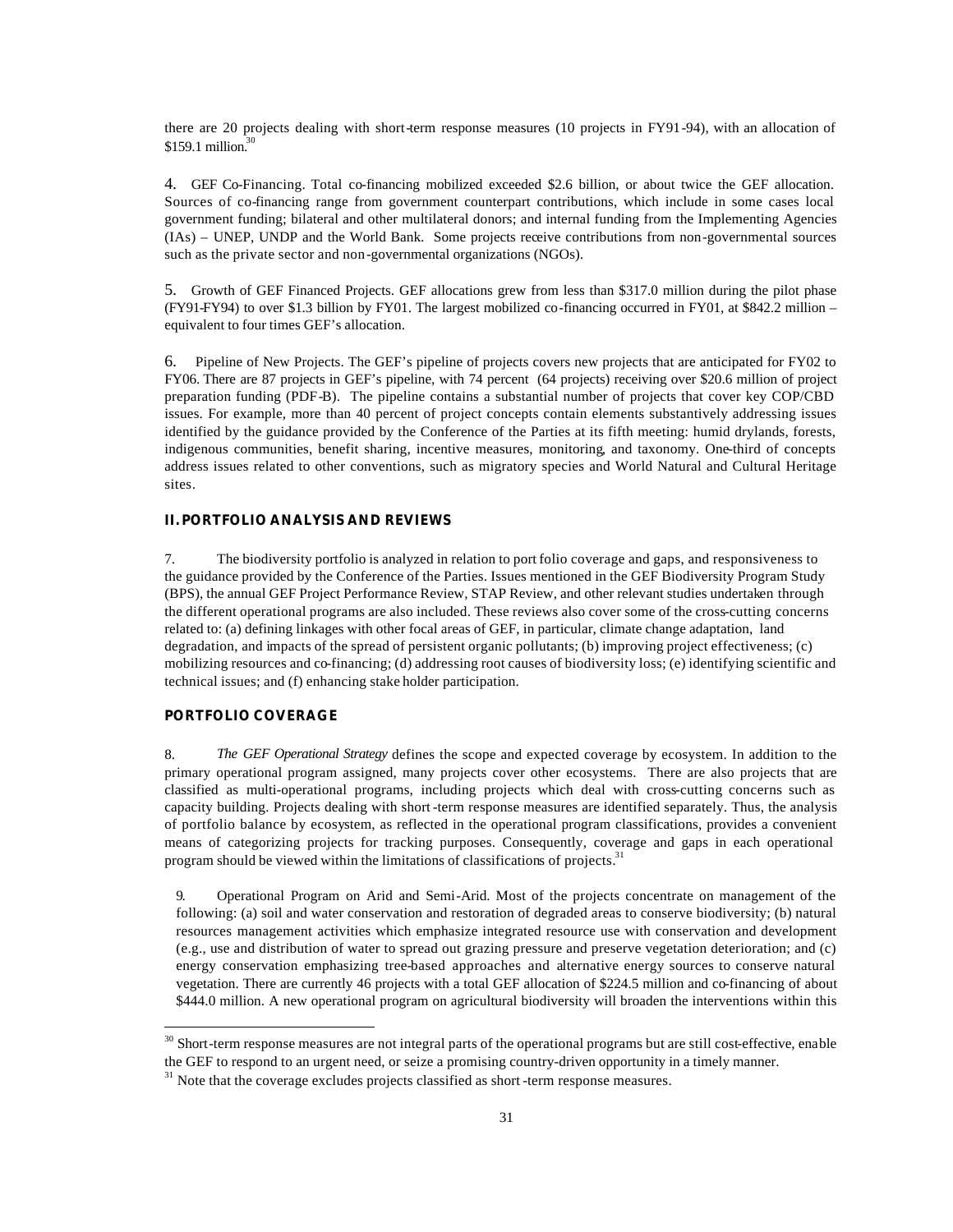there are 20 projects dealing with short-term response measures (10 projects in FY91-94), with an allocation of $159.1 million.[30]

4. GEF Co-Financing. Total co-financing mobilized exceeded $2.6 billion, or about twice the GEF allocation. Sources of co-financing range from government counterpart contributions, which include in some cases local government funding; bilateral and other multilateral donors; and internal funding from the Implementing Agencies (IAs) – UNEP, UNDP and the World Bank. Some projects receive contributions from non-governmental sources such as the private sector and non-governmental organizations (NGOs).

5. Growth of GEF Financed Projects. GEF allocations grew from less than $317.0 million during the pilot phase (FY91-FY94) to over $1.3 billion by FY01. The largest mobilized co-financing occurred in FY01, at $842.2 million – equivalent to four times GEF's allocation.

6. Pipeline of New Projects. The GEF's pipeline of projects covers new projects that are anticipated for FY02 to FY06. There are 87 projects in GEF's pipeline, with 74 percent (64 projects) receiving over $20.6 million of project preparation funding (PDF-B). The pipeline contains a substantial number of projects that cover key COP/CBD issues. For example, more than 40 percent of project concepts contain elements substantively addressing issues identified by the guidance provided by the Conference of the Parties at its fifth meeting: humid drylands, forests, indigenous communities, benefit sharing, incentive measures, monitoring, and taxonomy. One-third of concepts address issues related to other conventions, such as migratory species and World Natural and Cultural Heritage sites.

## II. PORTFOLIO ANALYSIS AND REVIEWS

7. The biodiversity portfolio is analyzed in relation to portfolio coverage and gaps, and responsiveness to the guidance provided by the Conference of the Parties. Issues mentioned in the GEF Biodiversity Program Study (BPS), the annual GEF Project Performance Review, STAP Review, and other relevant studies undertaken through the different operational programs are also included. These reviews also cover some of the cross-cutting concerns related to: (a) defining linkages with other focal areas of GEF, in particular, climate change adaptation, land degradation, and impacts of the spread of persistent organic pollutants; (b) improving project effectiveness; (c) mobilizing resources and co-financing; (d) addressing root causes of biodiversity loss; (e) identifying scientific and technical issues; and (f) enhancing stake holder participation.

### PORTFOLIO COVERAGE

8. *The GEF Operational Strategy* defines the scope and expected coverage by ecosystem. In addition to the primary operational program assigned, many projects cover other ecosystems. There are also projects that are classified as multi-operational programs, including projects which deal with cross-cutting concerns such as capacity building. Projects dealing with short-term response measures are identified separately. Thus, the analysis of portfolio balance by ecosystem, as reflected in the operational program classifications, provides a convenient means of categorizing projects for tracking purposes. Consequently, coverage and gaps in each operational program should be viewed within the limitations of classifications of projects.[31]

9. Operational Program on Arid and Semi-Arid. Most of the projects concentrate on management of the following: (a) soil and water conservation and restoration of degraded areas to conserve biodiversity; (b) natural resources management activities which emphasize integrated resource use with conservation and development (e.g., use and distribution of water to spread out grazing pressure and preserve vegetation deterioration); and (c) energy conservation emphasizing tree-based approaches and alternative energy sources to conserve natural vegetation. There are currently 46 projects with a total GEF allocation of $224.5 million and co-financing of about $444.0 million. A new operational program on agricultural biodiversity will broaden the interventions within this

[30] Short-term response measures are not integral parts of the operational programs but are still cost-effective, enable the GEF to respond to an urgent need, or seize a promising country-driven opportunity in a timely manner.

[31] Note that the coverage excludes projects classified as short-term response measures.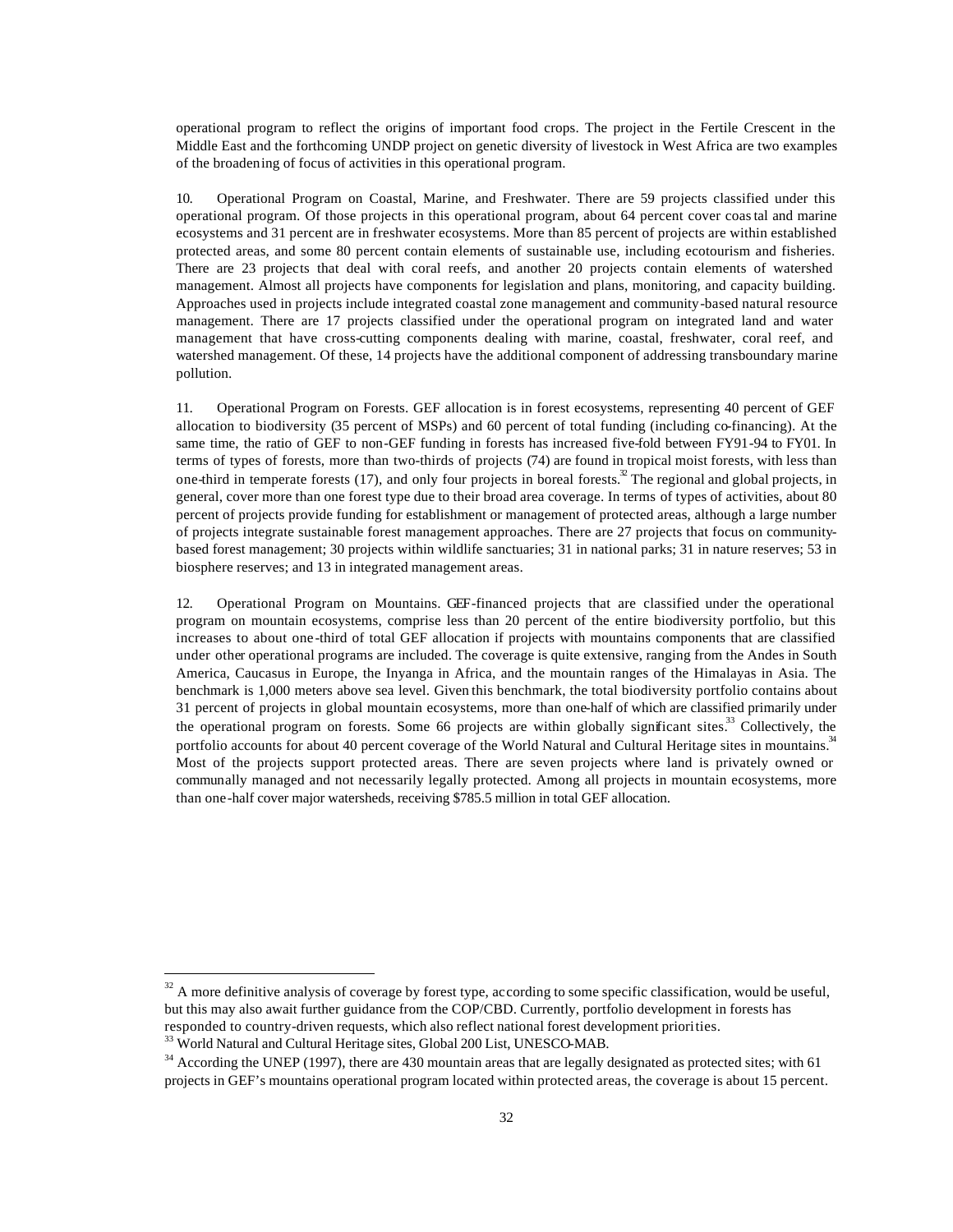operational program to reflect the origins of important food crops. The project in the Fertile Crescent in the Middle East and the forthcoming UNDP project on genetic diversity of livestock in West Africa are two examples of the broadening of focus of activities in this operational program.

10. Operational Program on Coastal, Marine, and Freshwater. There are 59 projects classified under this operational program. Of those projects in this operational program, about 64 percent cover coastal and marine ecosystems and 31 percent are in freshwater ecosystems. More than 85 percent of projects are within established protected areas, and some 80 percent contain elements of sustainable use, including ecotourism and fisheries. There are 23 projects that deal with coral reefs, and another 20 projects contain elements of watershed management. Almost all projects have components for legislation and plans, monitoring, and capacity building. Approaches used in projects include integrated coastal zone management and community-based natural resource management. There are 17 projects classified under the operational program on integrated land and water management that have cross-cutting components dealing with marine, coastal, freshwater, coral reef, and watershed management. Of these, 14 projects have the additional component of addressing transboundary marine pollution.

11. Operational Program on Forests. GEF allocation is in forest ecosystems, representing 40 percent of GEF allocation to biodiversity (35 percent of MSPs) and 60 percent of total funding (including co-financing). At the same time, the ratio of GEF to non-GEF funding in forests has increased five-fold between FY91-94 to FY01. In terms of types of forests, more than two-thirds of projects (74) are found in tropical moist forests, with less than one-third in temperate forests (17), and only four projects in boreal forests.[32] The regional and global projects, in general, cover more than one forest type due to their broad area coverage. In terms of types of activities, about 80 percent of projects provide funding for establishment or management of protected areas, although a large number of projects integrate sustainable forest management approaches. There are 27 projects that focus on community-based forest management; 30 projects within wildlife sanctuaries; 31 in national parks; 31 in nature reserves; 53 in biosphere reserves; and 13 in integrated management areas.

12. Operational Program on Mountains. GEF-financed projects that are classified under the operational program on mountain ecosystems, comprise less than 20 percent of the entire biodiversity portfolio, but this increases to about one-third of total GEF allocation if projects with mountains components that are classified under other operational programs are included. The coverage is quite extensive, ranging from the Andes in South America, Caucasus in Europe, the Inyanga in Africa, and the mountain ranges of the Himalayas in Asia. The benchmark is 1,000 meters above sea level. Given this benchmark, the total biodiversity portfolio contains about 31 percent of projects in global mountain ecosystems, more than one-half of which are classified primarily under the operational program on forests. Some 66 projects are within globally significant sites.[33] Collectively, the portfolio accounts for about 40 percent coverage of the World Natural and Cultural Heritage sites in mountains.[34] Most of the projects support protected areas. There are seven projects where land is privately owned or communally managed and not necessarily legally protected. Among all projects in mountain ecosystems, more than one-half cover major watersheds, receiving $785.5 million in total GEF allocation.

---

[32] A more definitive analysis of coverage by forest type, according to some specific classification, would be useful, but this may also await further guidance from the COP/CBD. Currently, portfolio development in forests has responded to country-driven requests, which also reflect national forest development priorities.

[33] World Natural and Cultural Heritage sites, Global 200 List, UNESCO-MAB.

[34] According the UNEP (1997), there are 430 mountain areas that are legally designated as protected sites; with 61 projects in GEF's mountains operational program located within protected areas, the coverage is about 15 percent.